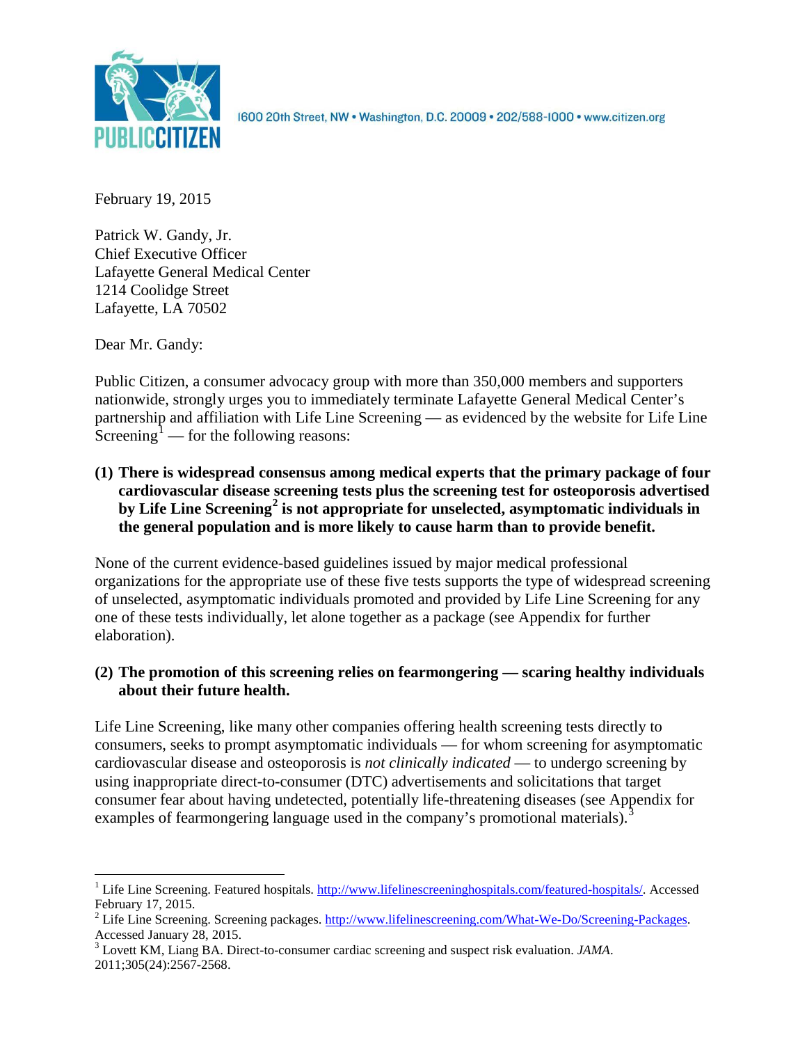PUBLIC CITIZEN

1600 20th Street, NW • Washington, D.C. 20009 • 202/588-1000 • www.citizen.org

February 19, 2015

Patrick W. Gandy, Jr.
Chief Executive Officer
Lafayette General Medical Center
1214 Coolidge Street
Lafayette, LA 70502

Dear Mr. Gandy:

Public Citizen, a consumer advocacy group with more than 350,000 members and supporters nationwide, strongly urges you to immediately terminate Lafayette General Medical Center's partnership and affiliation with Life Line Screening — as evidenced by the website for Life Line Screening[1] — for the following reasons:

**(1) There is widespread consensus among medical experts that the primary package of four cardiovascular disease screening tests plus the screening test for osteoporosis advertised by Life Line Screening[2] is not appropriate for unselected, asymptomatic individuals in the general population and is more likely to cause harm than to provide benefit.**

None of the current evidence-based guidelines issued by major medical professional organizations for the appropriate use of these five tests supports the type of widespread screening of unselected, asymptomatic individuals promoted and provided by Life Line Screening for any one of these tests individually, let alone together as a package (see Appendix for further elaboration).

**(2) The promotion of this screening relies on fearmongering — scaring healthy individuals about their future health.**

Life Line Screening, like many other companies offering health screening tests directly to consumers, seeks to prompt asymptomatic individuals — for whom screening for asymptomatic cardiovascular disease and osteoporosis is *not clinically indicated* — to undergo screening by using inappropriate direct-to-consumer (DTC) advertisements and solicitations that target consumer fear about having undetected, potentially life-threatening diseases (see Appendix for examples of fearmongering language used in the company's promotional materials).[3]

---

[1] Life Line Screening. Featured hospitals. http://www.lifelinescreeninghospitals.com/featured-hospitals/. Accessed February 17, 2015.

[2] Life Line Screening. Screening packages. http://www.lifelinescreening.com/What-We-Do/Screening-Packages. Accessed January 28, 2015.

[3] Lovett KM, Liang BA. Direct-to-consumer cardiac screening and suspect risk evaluation. *JAMA*. 2011;305(24):2567-2568.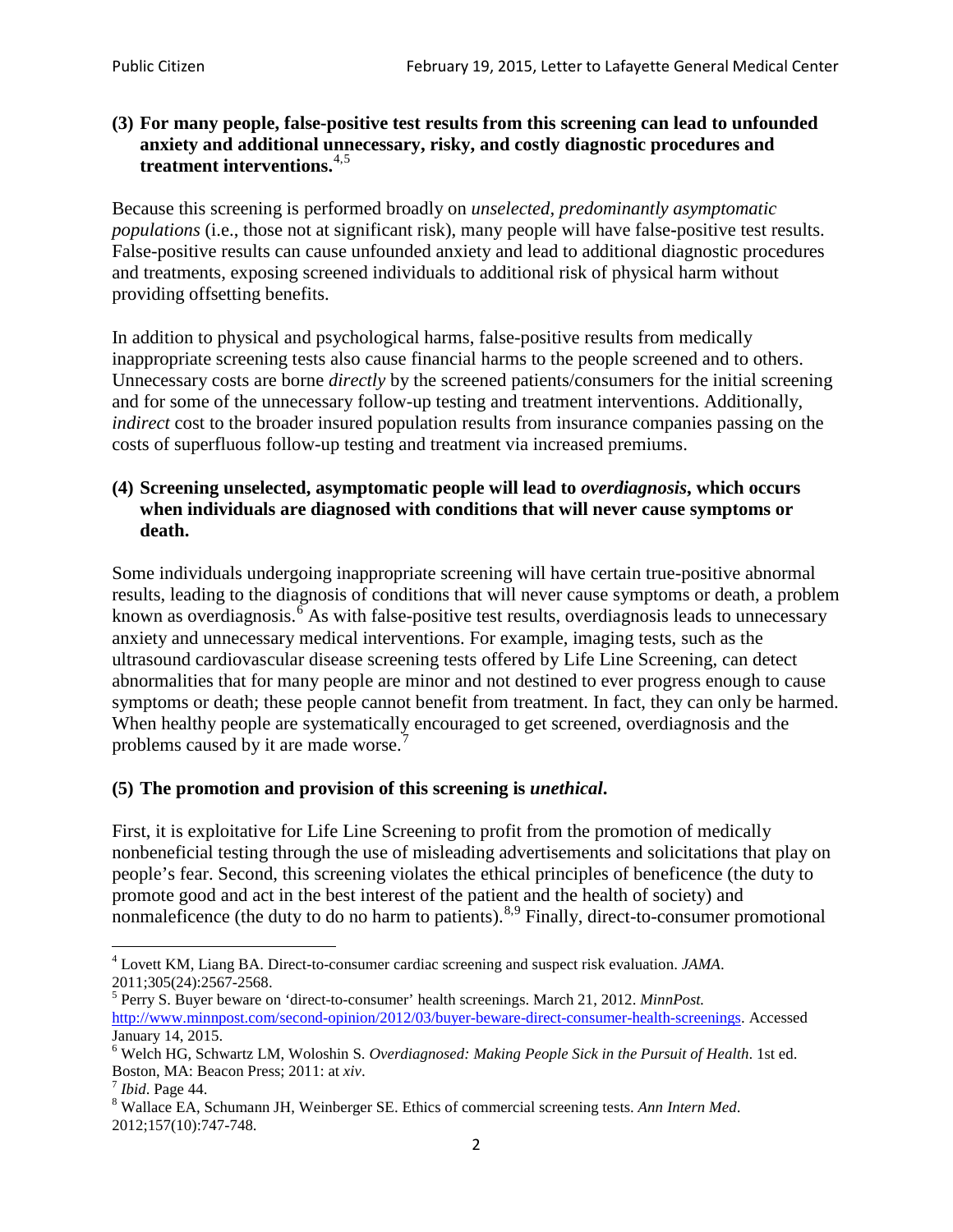**(3) For many people, false-positive test results from this screening can lead to unfounded anxiety and additional unnecessary, risky, and costly diagnostic procedures and treatment interventions.**[4,5]

Because this screening is performed broadly on *unselected, predominantly asymptomatic populations* (i.e., those not at significant risk), many people will have false-positive test results. False-positive results can cause unfounded anxiety and lead to additional diagnostic procedures and treatments, exposing screened individuals to additional risk of physical harm without providing offsetting benefits.

In addition to physical and psychological harms, false-positive results from medically inappropriate screening tests also cause financial harms to the people screened and to others. Unnecessary costs are borne *directly* by the screened patients/consumers for the initial screening and for some of the unnecessary follow-up testing and treatment interventions. Additionally, *indirect* cost to the broader insured population results from insurance companies passing on the costs of superfluous follow-up testing and treatment via increased premiums.

**(4) Screening unselected, asymptomatic people will lead to *overdiagnosis*, which occurs when individuals are diagnosed with conditions that will never cause symptoms or death.**

Some individuals undergoing inappropriate screening will have certain true-positive abnormal results, leading to the diagnosis of conditions that will never cause symptoms or death, a problem known as overdiagnosis.[6] As with false-positive test results, overdiagnosis leads to unnecessary anxiety and unnecessary medical interventions. For example, imaging tests, such as the ultrasound cardiovascular disease screening tests offered by Life Line Screening, can detect abnormalities that for many people are minor and not destined to ever progress enough to cause symptoms or death; these people cannot benefit from treatment. In fact, they can only be harmed. When healthy people are systematically encouraged to get screened, overdiagnosis and the problems caused by it are made worse.[7]

**(5) The promotion and provision of this screening is *unethical*.**

First, it is exploitative for Life Line Screening to profit from the promotion of medically nonbeneficial testing through the use of misleading advertisements and solicitations that play on people's fear. Second, this screening violates the ethical principles of beneficence (the duty to promote good and act in the best interest of the patient and the health of society) and nonmaleficence (the duty to do no harm to patients).[8,9] Finally, direct-to-consumer promotional

---

[4] Lovett KM, Liang BA. Direct-to-consumer cardiac screening and suspect risk evaluation. *JAMA*. 2011;305(24):2567-2568.

[5] Perry S. Buyer beware on 'direct-to-consumer' health screenings. March 21, 2012. *MinnPost.* http://www.minnpost.com/second-opinion/2012/03/buyer-beware-direct-consumer-health-screenings. Accessed January 14, 2015.

[6] Welch HG, Schwartz LM, Woloshin S. *Overdiagnosed: Making People Sick in the Pursuit of Health*. 1st ed. Boston, MA: Beacon Press; 2011: at *xiv*.

[7] *Ibid*. Page 44.

[8] Wallace EA, Schumann JH, Weinberger SE. Ethics of commercial screening tests. *Ann Intern Med*. 2012;157(10):747-748.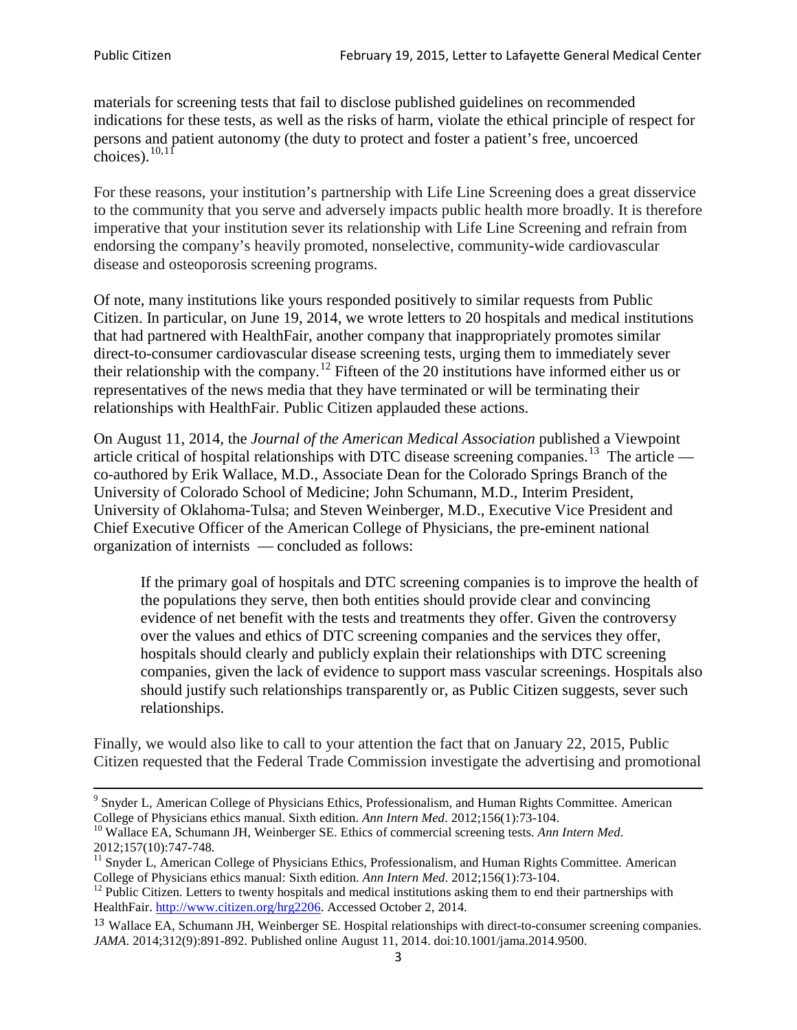materials for screening tests that fail to disclose published guidelines on recommended indications for these tests, as well as the risks of harm, violate the ethical principle of respect for persons and patient autonomy (the duty to protect and foster a patient's free, uncoerced choices).[10,11]

For these reasons, your institution's partnership with Life Line Screening does a great disservice to the community that you serve and adversely impacts public health more broadly. It is therefore imperative that your institution sever its relationship with Life Line Screening and refrain from endorsing the company's heavily promoted, nonselective, community-wide cardiovascular disease and osteoporosis screening programs.

Of note, many institutions like yours responded positively to similar requests from Public Citizen. In particular, on June 19, 2014, we wrote letters to 20 hospitals and medical institutions that had partnered with HealthFair, another company that inappropriately promotes similar direct-to-consumer cardiovascular disease screening tests, urging them to immediately sever their relationship with the company.[12] Fifteen of the 20 institutions have informed either us or representatives of the news media that they have terminated or will be terminating their relationships with HealthFair. Public Citizen applauded these actions.

On August 11, 2014, the *Journal of the American Medical Association* published a Viewpoint article critical of hospital relationships with DTC disease screening companies.[13] The article — co-authored by Erik Wallace, M.D., Associate Dean for the Colorado Springs Branch of the University of Colorado School of Medicine; John Schumann, M.D., Interim President, University of Oklahoma-Tulsa; and Steven Weinberger, M.D., Executive Vice President and Chief Executive Officer of the American College of Physicians, the pre-eminent national organization of internists — concluded as follows:

> If the primary goal of hospitals and DTC screening companies is to improve the health of the populations they serve, then both entities should provide clear and convincing evidence of net benefit with the tests and treatments they offer. Given the controversy over the values and ethics of DTC screening companies and the services they offer, hospitals should clearly and publicly explain their relationships with DTC screening companies, given the lack of evidence to support mass vascular screenings. Hospitals also should justify such relationships transparently or, as Public Citizen suggests, sever such relationships.

Finally, we would also like to call to your attention the fact that on January 22, 2015, Public Citizen requested that the Federal Trade Commission investigate the advertising and promotional

---

[9] Snyder L, American College of Physicians Ethics, Professionalism, and Human Rights Committee. American College of Physicians ethics manual. Sixth edition. *Ann Intern Med*. 2012;156(1):73-104.

[10] Wallace EA, Schumann JH, Weinberger SE. Ethics of commercial screening tests. *Ann Intern Med*. 2012;157(10):747-748.

[11] Snyder L, American College of Physicians Ethics, Professionalism, and Human Rights Committee. American College of Physicians ethics manual: Sixth edition. *Ann Intern Med*. 2012;156(1):73-104.

[12] Public Citizen. Letters to twenty hospitals and medical institutions asking them to end their partnerships with HealthFair. http://www.citizen.org/hrg2206. Accessed October 2, 2014.

[13] Wallace EA, Schumann JH, Weinberger SE. Hospital relationships with direct-to-consumer screening companies. *JAMA*. 2014;312(9):891-892. Published online August 11, 2014. doi:10.1001/jama.2014.9500.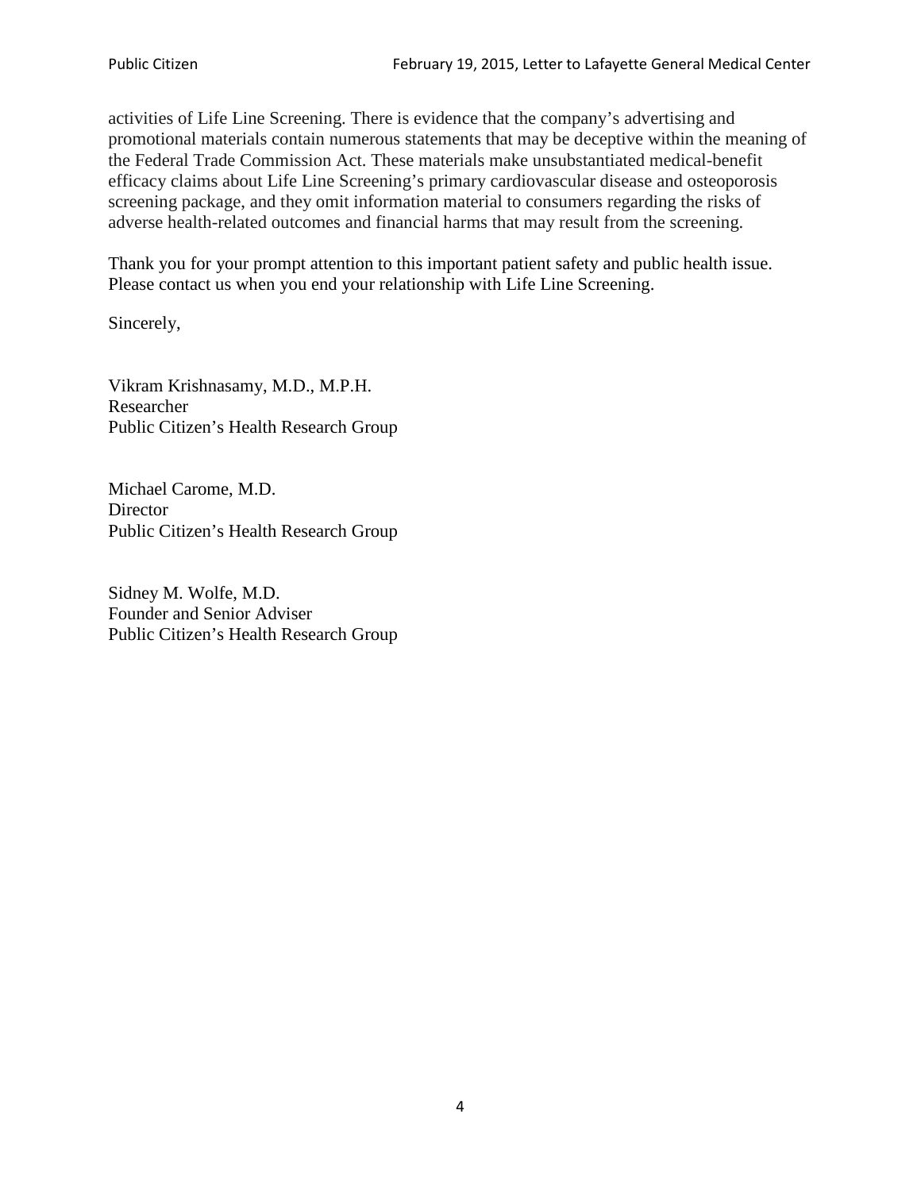activities of Life Line Screening. There is evidence that the company's advertising and promotional materials contain numerous statements that may be deceptive within the meaning of the Federal Trade Commission Act. These materials make unsubstantiated medical-benefit efficacy claims about Life Line Screening's primary cardiovascular disease and osteoporosis screening package, and they omit information material to consumers regarding the risks of adverse health-related outcomes and financial harms that may result from the screening.

Thank you for your prompt attention to this important patient safety and public health issue. Please contact us when you end your relationship with Life Line Screening.

Sincerely,

Vikram Krishnasamy, M.D., M.P.H.
Researcher
Public Citizen's Health Research Group

Michael Carome, M.D.
Director
Public Citizen's Health Research Group

Sidney M. Wolfe, M.D.
Founder and Senior Adviser
Public Citizen's Health Research Group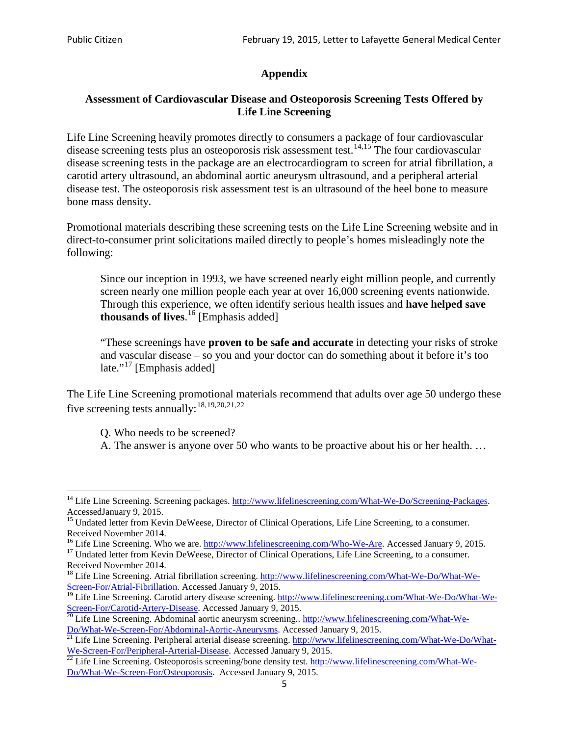## Appendix

### Assessment of Cardiovascular Disease and Osteoporosis Screening Tests Offered by Life Line Screening

Life Line Screening heavily promotes directly to consumers a package of four cardiovascular disease screening tests plus an osteoporosis risk assessment test.[14,15] The four cardiovascular disease screening tests in the package are an electrocardiogram to screen for atrial fibrillation, a carotid artery ultrasound, an abdominal aortic aneurysm ultrasound, and a peripheral arterial disease test. The osteoporosis risk assessment test is an ultrasound of the heel bone to measure bone mass density.

Promotional materials describing these screening tests on the Life Line Screening website and in direct-to-consumer print solicitations mailed directly to people's homes misleadingly note the following:

> Since our inception in 1993, we have screened nearly eight million people, and currently screen nearly one million people each year at over 16,000 screening events nationwide. Through this experience, we often identify serious health issues and **have helped save thousands of lives**.[16] [Emphasis added]
>
> "These screenings have **proven to be safe and accurate** in detecting your risks of stroke and vascular disease – so you and your doctor can do something about it before it's too late."[17] [Emphasis added]

The Life Line Screening promotional materials recommend that adults over age 50 undergo these five screening tests annually:[18,19,20,21,22]

> Q. Who needs to be screened?
> A. The answer is anyone over 50 who wants to be proactive about his or her health. …

---

[14] Life Line Screening. Screening packages. http://www.lifelinescreening.com/What-We-Do/Screening-Packages. AccessedJanuary 9, 2015.

[15] Undated letter from Kevin DeWeese, Director of Clinical Operations, Life Line Screening, to a consumer. Received November 2014.

[16] Life Line Screening. Who we are. http://www.lifelinescreening.com/Who-We-Are. Accessed January 9, 2015.

[17] Undated letter from Kevin DeWeese, Director of Clinical Operations, Life Line Screening, to a consumer. Received November 2014.

[18] Life Line Screening. Atrial fibrillation screening. http://www.lifelinescreening.com/What-We-Do/What-We-Screen-For/Atrial-Fibrillation. Accessed January 9, 2015.

[19] Life Line Screening. Carotid artery disease screening. http://www.lifelinescreening.com/What-We-Do/What-We-Screen-For/Carotid-Artery-Disease. Accessed January 9, 2015.

[20] Life Line Screening. Abdominal aortic aneurysm screening.. http://www.lifelinescreening.com/What-We-Do/What-We-Screen-For/Abdominal-Aortic-Aneurysms. Accessed January 9, 2015.

[21] Life Line Screening. Peripheral arterial disease screening. http://www.lifelinescreening.com/What-We-Do/What-We-Screen-For/Peripheral-Arterial-Disease. Accessed January 9, 2015.

[22] Life Line Screening. Osteoporosis screening/bone density test. http://www.lifelinescreening.com/What-We-Do/What-We-Screen-For/Osteoporosis. Accessed January 9, 2015.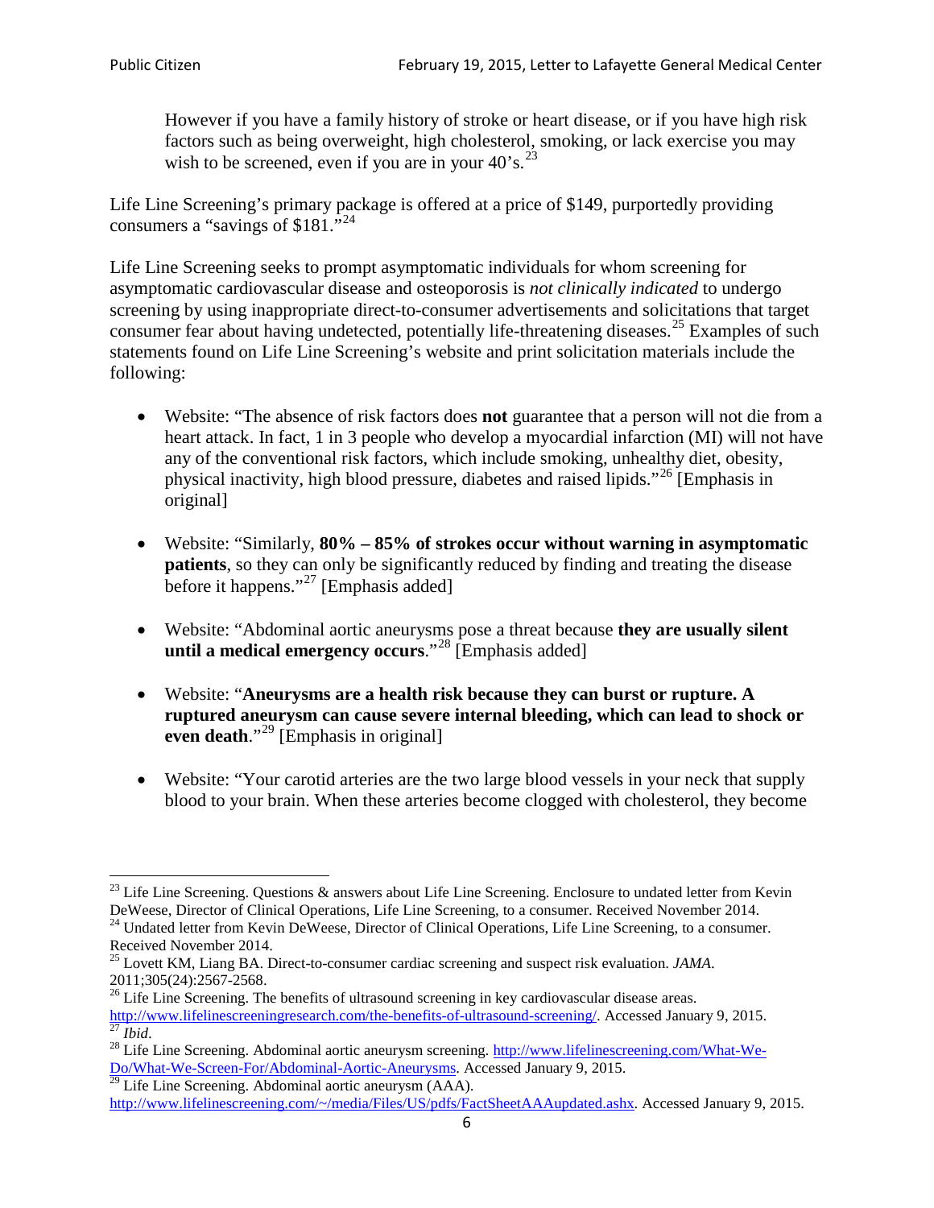However if you have a family history of stroke or heart disease, or if you have high risk factors such as being overweight, high cholesterol, smoking, or lack exercise you may wish to be screened, even if you are in your 40's.[23]

Life Line Screening's primary package is offered at a price of $149, purportedly providing consumers a "savings of $181."[24]

Life Line Screening seeks to prompt asymptomatic individuals for whom screening for asymptomatic cardiovascular disease and osteoporosis is *not clinically indicated* to undergo screening by using inappropriate direct-to-consumer advertisements and solicitations that target consumer fear about having undetected, potentially life-threatening diseases.[25] Examples of such statements found on Life Line Screening's website and print solicitation materials include the following:

- Website: "The absence of risk factors does **not** guarantee that a person will not die from a heart attack. In fact, 1 in 3 people who develop a myocardial infarction (MI) will not have any of the conventional risk factors, which include smoking, unhealthy diet, obesity, physical inactivity, high blood pressure, diabetes and raised lipids."[26] [Emphasis in original]

- Website: "Similarly, **80% – 85% of strokes occur without warning in asymptomatic patients**, so they can only be significantly reduced by finding and treating the disease before it happens."[27] [Emphasis added]

- Website: "Abdominal aortic aneurysms pose a threat because **they are usually silent until a medical emergency occurs**."[28] [Emphasis added]

- Website: "**Aneurysms are a health risk because they can burst or rupture. A ruptured aneurysm can cause severe internal bleeding, which can lead to shock or even death**."[29] [Emphasis in original]

- Website: "Your carotid arteries are the two large blood vessels in your neck that supply blood to your brain. When these arteries become clogged with cholesterol, they become

---

[23] Life Line Screening. Questions & answers about Life Line Screening. Enclosure to undated letter from Kevin DeWeese, Director of Clinical Operations, Life Line Screening, to a consumer. Received November 2014.

[24] Undated letter from Kevin DeWeese, Director of Clinical Operations, Life Line Screening, to a consumer. Received November 2014.

[25] Lovett KM, Liang BA. Direct-to-consumer cardiac screening and suspect risk evaluation. *JAMA*. 2011;305(24):2567-2568.

[26] Life Line Screening. The benefits of ultrasound screening in key cardiovascular disease areas. http://www.lifelinescreeningresearch.com/the-benefits-of-ultrasound-screening/. Accessed January 9, 2015.

[27] *Ibid*.

[28] Life Line Screening. Abdominal aortic aneurysm screening. http://www.lifelinescreening.com/What-We-Do/What-We-Screen-For/Abdominal-Aortic-Aneurysms. Accessed January 9, 2015.

[29] Life Line Screening. Abdominal aortic aneurysm (AAA). http://www.lifelinescreening.com/~/media/Files/US/pdfs/FactSheetAAAupdated.ashx. Accessed January 9, 2015.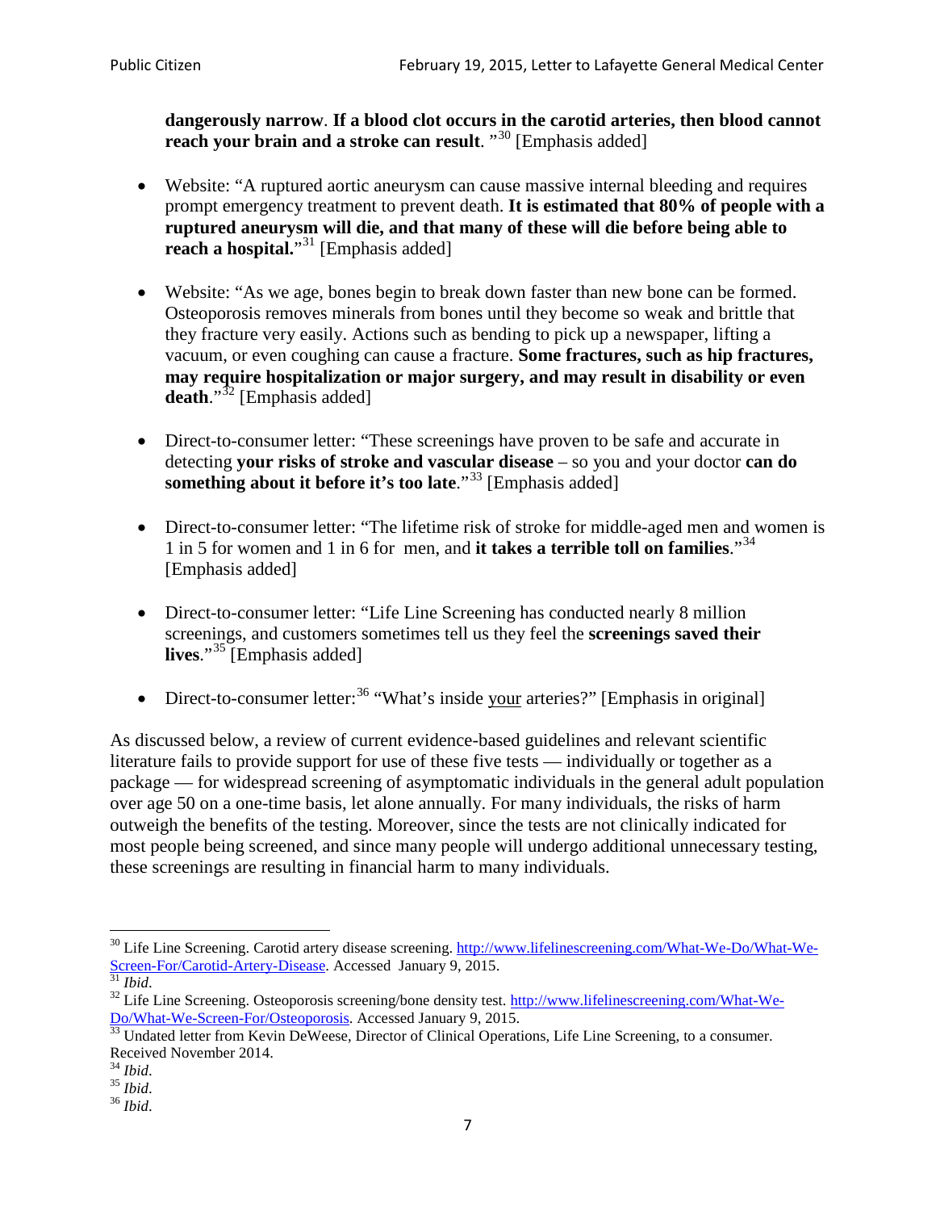**dangerously narrow**. **If a blood clot occurs in the carotid arteries, then blood cannot reach your brain and a stroke can result**. "[30] [Emphasis added]

- Website: "A ruptured aortic aneurysm can cause massive internal bleeding and requires prompt emergency treatment to prevent death. **It is estimated that 80% of people with a ruptured aneurysm will die, and that many of these will die before being able to reach a hospital.**"[31] [Emphasis added]

- Website: "As we age, bones begin to break down faster than new bone can be formed. Osteoporosis removes minerals from bones until they become so weak and brittle that they fracture very easily. Actions such as bending to pick up a newspaper, lifting a vacuum, or even coughing can cause a fracture. **Some fractures, such as hip fractures, may require hospitalization or major surgery, and may result in disability or even death**."[32] [Emphasis added]

- Direct-to-consumer letter: "These screenings have proven to be safe and accurate in detecting **your risks of stroke and vascular disease** – so you and your doctor **can do something about it before it's too late**."[33] [Emphasis added]

- Direct-to-consumer letter: "The lifetime risk of stroke for middle-aged men and women is 1 in 5 for women and 1 in 6 for men, and **it takes a terrible toll on families**."[34] [Emphasis added]

- Direct-to-consumer letter: "Life Line Screening has conducted nearly 8 million screenings, and customers sometimes tell us they feel the **screenings saved their lives**."[35] [Emphasis added]

- Direct-to-consumer letter:[36] "What's inside <u>your</u> arteries?" [Emphasis in original]

As discussed below, a review of current evidence-based guidelines and relevant scientific literature fails to provide support for use of these five tests — individually or together as a package — for widespread screening of asymptomatic individuals in the general adult population over age 50 on a one-time basis, let alone annually. For many individuals, the risks of harm outweigh the benefits of the testing. Moreover, since the tests are not clinically indicated for most people being screened, and since many people will undergo additional unnecessary testing, these screenings are resulting in financial harm to many individuals.

---

[30] Life Line Screening. Carotid artery disease screening. http://www.lifelinescreening.com/What-We-Do/What-We-Screen-For/Carotid-Artery-Disease. Accessed January 9, 2015.

[31] *Ibid*.

[32] Life Line Screening. Osteoporosis screening/bone density test. http://www.lifelinescreening.com/What-We-Do/What-We-Screen-For/Osteoporosis. Accessed January 9, 2015.

[33] Undated letter from Kevin DeWeese, Director of Clinical Operations, Life Line Screening, to a consumer. Received November 2014.

[34] *Ibid*.

[35] *Ibid*.

[36] *Ibid*.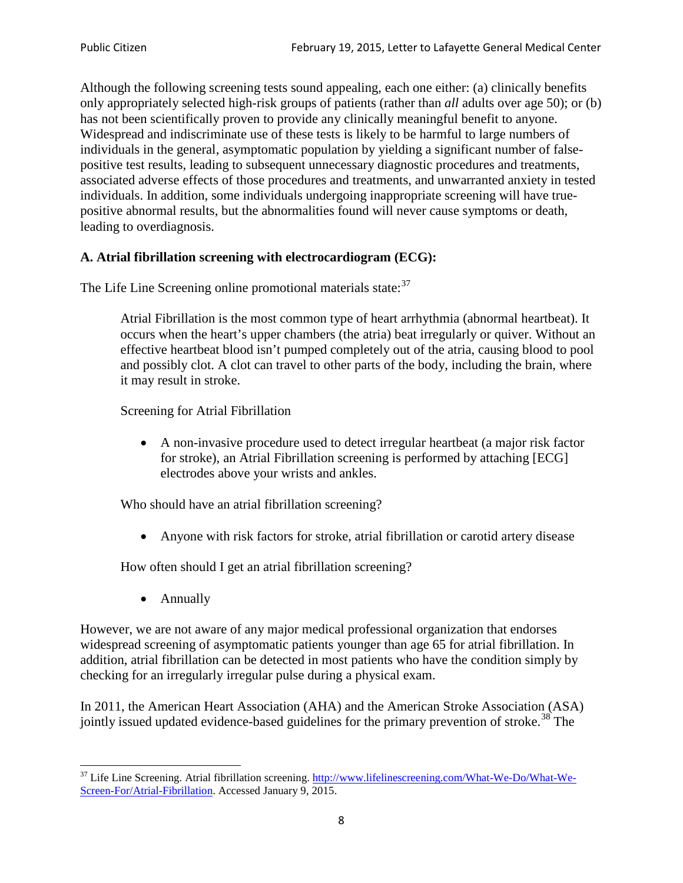Although the following screening tests sound appealing, each one either: (a) clinically benefits only appropriately selected high-risk groups of patients (rather than *all* adults over age 50); or (b) has not been scientifically proven to provide any clinically meaningful benefit to anyone. Widespread and indiscriminate use of these tests is likely to be harmful to large numbers of individuals in the general, asymptomatic population by yielding a significant number of false-positive test results, leading to subsequent unnecessary diagnostic procedures and treatments, associated adverse effects of those procedures and treatments, and unwarranted anxiety in tested individuals. In addition, some individuals undergoing inappropriate screening will have true-positive abnormal results, but the abnormalities found will never cause symptoms or death, leading to overdiagnosis.

**A. Atrial fibrillation screening with electrocardiogram (ECG):**

The Life Line Screening online promotional materials state:[37]

> Atrial Fibrillation is the most common type of heart arrhythmia (abnormal heartbeat). It occurs when the heart's upper chambers (the atria) beat irregularly or quiver. Without an effective heartbeat blood isn't pumped completely out of the atria, causing blood to pool and possibly clot. A clot can travel to other parts of the body, including the brain, where it may result in stroke.
>
> Screening for Atrial Fibrillation
>
> - A non-invasive procedure used to detect irregular heartbeat (a major risk factor for stroke), an Atrial Fibrillation screening is performed by attaching [ECG] electrodes above your wrists and ankles.
>
> Who should have an atrial fibrillation screening?
>
> - Anyone with risk factors for stroke, atrial fibrillation or carotid artery disease
>
> How often should I get an atrial fibrillation screening?
>
> - Annually

However, we are not aware of any major medical professional organization that endorses widespread screening of asymptomatic patients younger than age 65 for atrial fibrillation. In addition, atrial fibrillation can be detected in most patients who have the condition simply by checking for an irregularly irregular pulse during a physical exam.

In 2011, the American Heart Association (AHA) and the American Stroke Association (ASA) jointly issued updated evidence-based guidelines for the primary prevention of stroke.[38] The

[37] Life Line Screening. Atrial fibrillation screening. http://www.lifelinescreening.com/What-We-Do/What-We-Screen-For/Atrial-Fibrillation. Accessed January 9, 2015.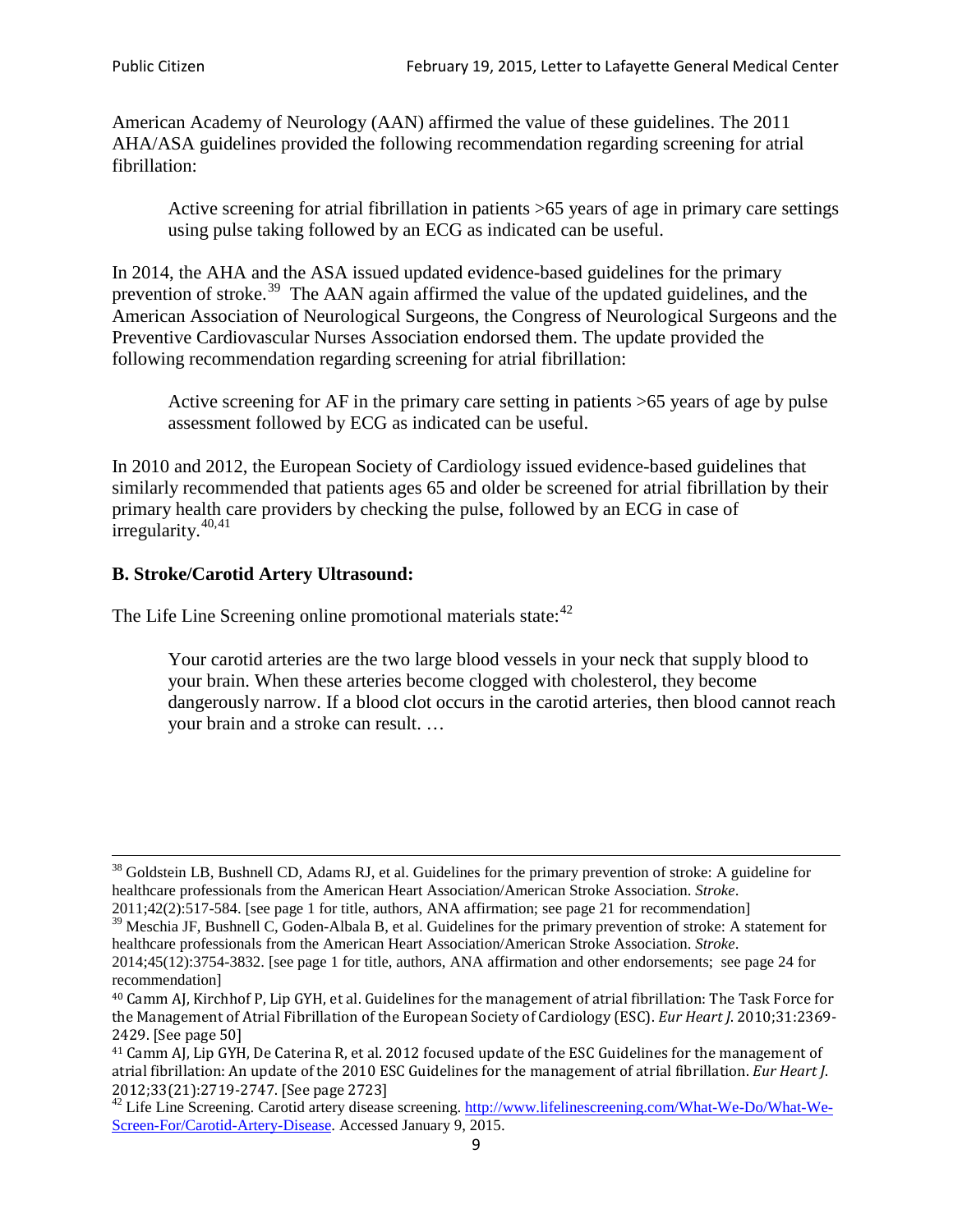American Academy of Neurology (AAN) affirmed the value of these guidelines. The 2011 AHA/ASA guidelines provided the following recommendation regarding screening for atrial fibrillation:

> Active screening for atrial fibrillation in patients >65 years of age in primary care settings using pulse taking followed by an ECG as indicated can be useful.

In 2014, the AHA and the ASA issued updated evidence-based guidelines for the primary prevention of stroke.[39] The AAN again affirmed the value of the updated guidelines, and the American Association of Neurological Surgeons, the Congress of Neurological Surgeons and the Preventive Cardiovascular Nurses Association endorsed them. The update provided the following recommendation regarding screening for atrial fibrillation:

> Active screening for AF in the primary care setting in patients >65 years of age by pulse assessment followed by ECG as indicated can be useful.

In 2010 and 2012, the European Society of Cardiology issued evidence-based guidelines that similarly recommended that patients ages 65 and older be screened for atrial fibrillation by their primary health care providers by checking the pulse, followed by an ECG in case of irregularity.[40,41]

### B. Stroke/Carotid Artery Ultrasound:

The Life Line Screening online promotional materials state:[42]

> Your carotid arteries are the two large blood vessels in your neck that supply blood to your brain. When these arteries become clogged with cholesterol, they become dangerously narrow. If a blood clot occurs in the carotid arteries, then blood cannot reach your brain and a stroke can result. …

---

[38] Goldstein LB, Bushnell CD, Adams RJ, et al. Guidelines for the primary prevention of stroke: A guideline for healthcare professionals from the American Heart Association/American Stroke Association. *Stroke*. 2011;42(2):517-584. [see page 1 for title, authors, ANA affirmation; see page 21 for recommendation]

[39] Meschia JF, Bushnell C, Goden-Albala B, et al. Guidelines for the primary prevention of stroke: A statement for healthcare professionals from the American Heart Association/American Stroke Association. *Stroke*. 2014;45(12):3754-3832. [see page 1 for title, authors, ANA affirmation and other endorsements; see page 24 for recommendation]

[40] Camm AJ, Kirchhof P, Lip GYH, et al. Guidelines for the management of atrial fibrillation: The Task Force for the Management of Atrial Fibrillation of the European Society of Cardiology (ESC). *Eur Heart J*. 2010;31:2369-2429. [See page 50]

[41] Camm AJ, Lip GYH, De Caterina R, et al. 2012 focused update of the ESC Guidelines for the management of atrial fibrillation: An update of the 2010 ESC Guidelines for the management of atrial fibrillation. *Eur Heart J*. 2012;33(21):2719-2747. [See page 2723]

[42] Life Line Screening. Carotid artery disease screening. http://www.lifelinescreening.com/What-We-Do/What-We-Screen-For/Carotid-Artery-Disease. Accessed January 9, 2015.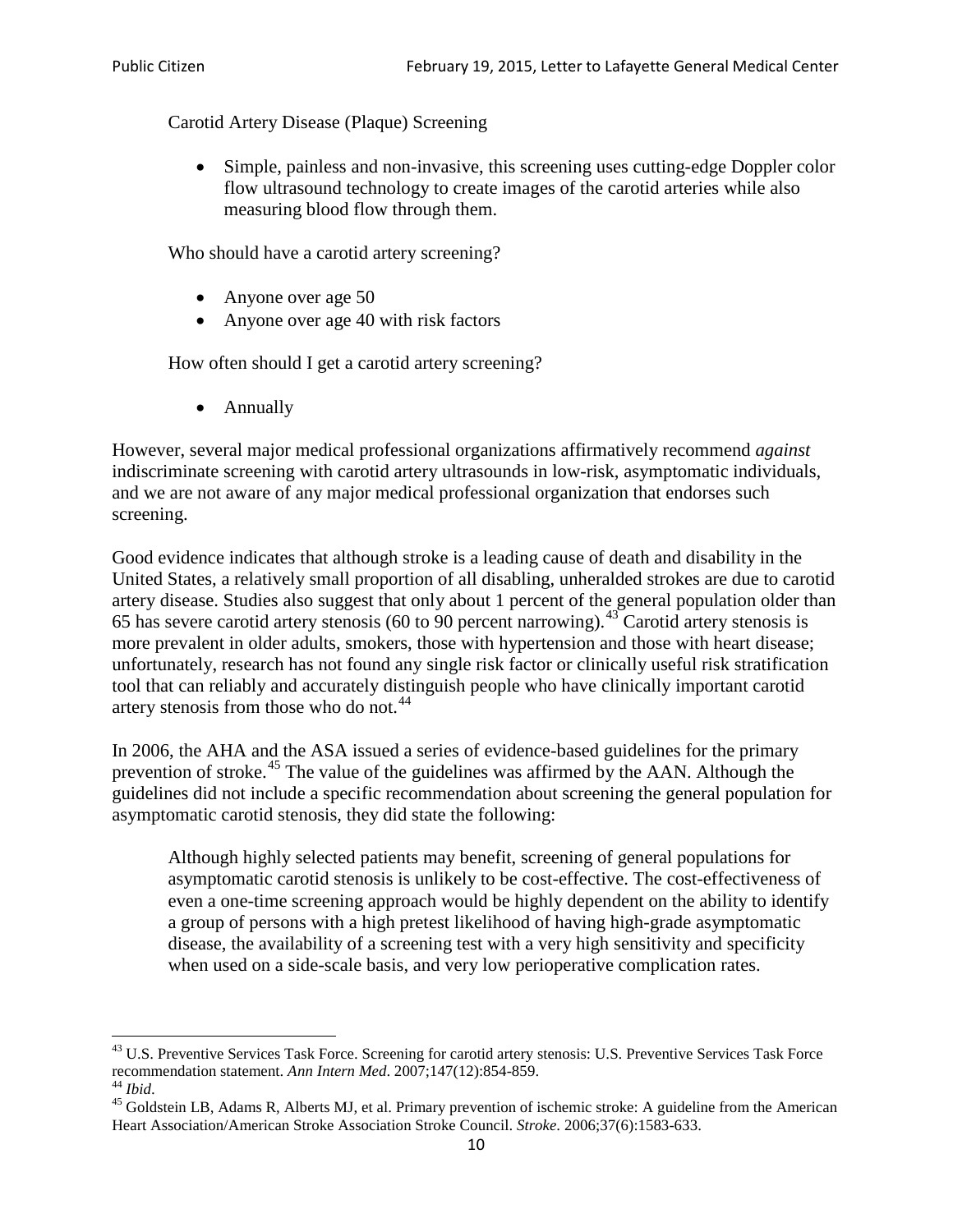Carotid Artery Disease (Plaque) Screening

- Simple, painless and non-invasive, this screening uses cutting-edge Doppler color flow ultrasound technology to create images of the carotid arteries while also measuring blood flow through them.

Who should have a carotid artery screening?

- Anyone over age 50
- Anyone over age 40 with risk factors

How often should I get a carotid artery screening?

- Annually

However, several major medical professional organizations affirmatively recommend *against* indiscriminate screening with carotid artery ultrasounds in low-risk, asymptomatic individuals, and we are not aware of any major medical professional organization that endorses such screening.

Good evidence indicates that although stroke is a leading cause of death and disability in the United States, a relatively small proportion of all disabling, unheralded strokes are due to carotid artery disease. Studies also suggest that only about 1 percent of the general population older than 65 has severe carotid artery stenosis (60 to 90 percent narrowing).[43] Carotid artery stenosis is more prevalent in older adults, smokers, those with hypertension and those with heart disease; unfortunately, research has not found any single risk factor or clinically useful risk stratification tool that can reliably and accurately distinguish people who have clinically important carotid artery stenosis from those who do not.[44]

In 2006, the AHA and the ASA issued a series of evidence-based guidelines for the primary prevention of stroke.[45] The value of the guidelines was affirmed by the AAN. Although the guidelines did not include a specific recommendation about screening the general population for asymptomatic carotid stenosis, they did state the following:

> Although highly selected patients may benefit, screening of general populations for asymptomatic carotid stenosis is unlikely to be cost-effective. The cost-effectiveness of even a one-time screening approach would be highly dependent on the ability to identify a group of persons with a high pretest likelihood of having high-grade asymptomatic disease, the availability of a screening test with a very high sensitivity and specificity when used on a side-scale basis, and very low perioperative complication rates.

[43] U.S. Preventive Services Task Force. Screening for carotid artery stenosis: U.S. Preventive Services Task Force recommendation statement. *Ann Intern Med*. 2007;147(12):854-859.

[44] *Ibid*.

[45] Goldstein LB, Adams R, Alberts MJ, et al. Primary prevention of ischemic stroke: A guideline from the American Heart Association/American Stroke Association Stroke Council. *Stroke*. 2006;37(6):1583-633.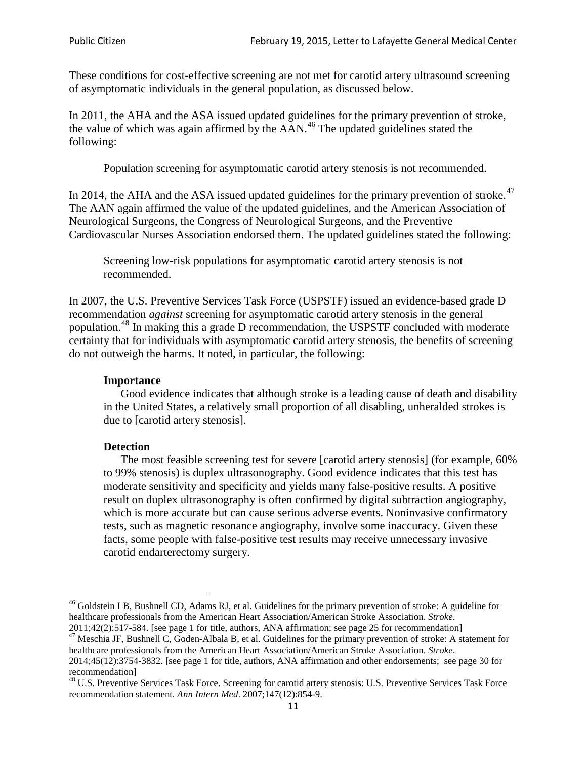These conditions for cost-effective screening are not met for carotid artery ultrasound screening of asymptomatic individuals in the general population, as discussed below.

In 2011, the AHA and the ASA issued updated guidelines for the primary prevention of stroke, the value of which was again affirmed by the AAN.[46] The updated guidelines stated the following:

> Population screening for asymptomatic carotid artery stenosis is not recommended.

In 2014, the AHA and the ASA issued updated guidelines for the primary prevention of stroke.[47] The AAN again affirmed the value of the updated guidelines, and the American Association of Neurological Surgeons, the Congress of Neurological Surgeons, and the Preventive Cardiovascular Nurses Association endorsed them. The updated guidelines stated the following:

> Screening low-risk populations for asymptomatic carotid artery stenosis is not recommended.

In 2007, the U.S. Preventive Services Task Force (USPSTF) issued an evidence-based grade D recommendation *against* screening for asymptomatic carotid artery stenosis in the general population.[48] In making this a grade D recommendation, the USPSTF concluded with moderate certainty that for individuals with asymptomatic carotid artery stenosis, the benefits of screening do not outweigh the harms. It noted, in particular, the following:

> **Importance**
>
> Good evidence indicates that although stroke is a leading cause of death and disability in the United States, a relatively small proportion of all disabling, unheralded strokes is due to [carotid artery stenosis].
>
> **Detection**
>
> The most feasible screening test for severe [carotid artery stenosis] (for example, 60% to 99% stenosis) is duplex ultrasonography. Good evidence indicates that this test has moderate sensitivity and specificity and yields many false-positive results. A positive result on duplex ultrasonography is often confirmed by digital subtraction angiography, which is more accurate but can cause serious adverse events. Noninvasive confirmatory tests, such as magnetic resonance angiography, involve some inaccuracy. Given these facts, some people with false-positive test results may receive unnecessary invasive carotid endarterectomy surgery.

---

[46] Goldstein LB, Bushnell CD, Adams RJ, et al. Guidelines for the primary prevention of stroke: A guideline for healthcare professionals from the American Heart Association/American Stroke Association. *Stroke*. 2011;42(2):517-584. [see page 1 for title, authors, ANA affirmation; see page 25 for recommendation]

[47] Meschia JF, Bushnell C, Goden-Albala B, et al. Guidelines for the primary prevention of stroke: A statement for healthcare professionals from the American Heart Association/American Stroke Association. *Stroke*. 2014;45(12):3754-3832. [see page 1 for title, authors, ANA affirmation and other endorsements; see page 30 for recommendation]

[48] U.S. Preventive Services Task Force. Screening for carotid artery stenosis: U.S. Preventive Services Task Force recommendation statement. *Ann Intern Med*. 2007;147(12):854-9.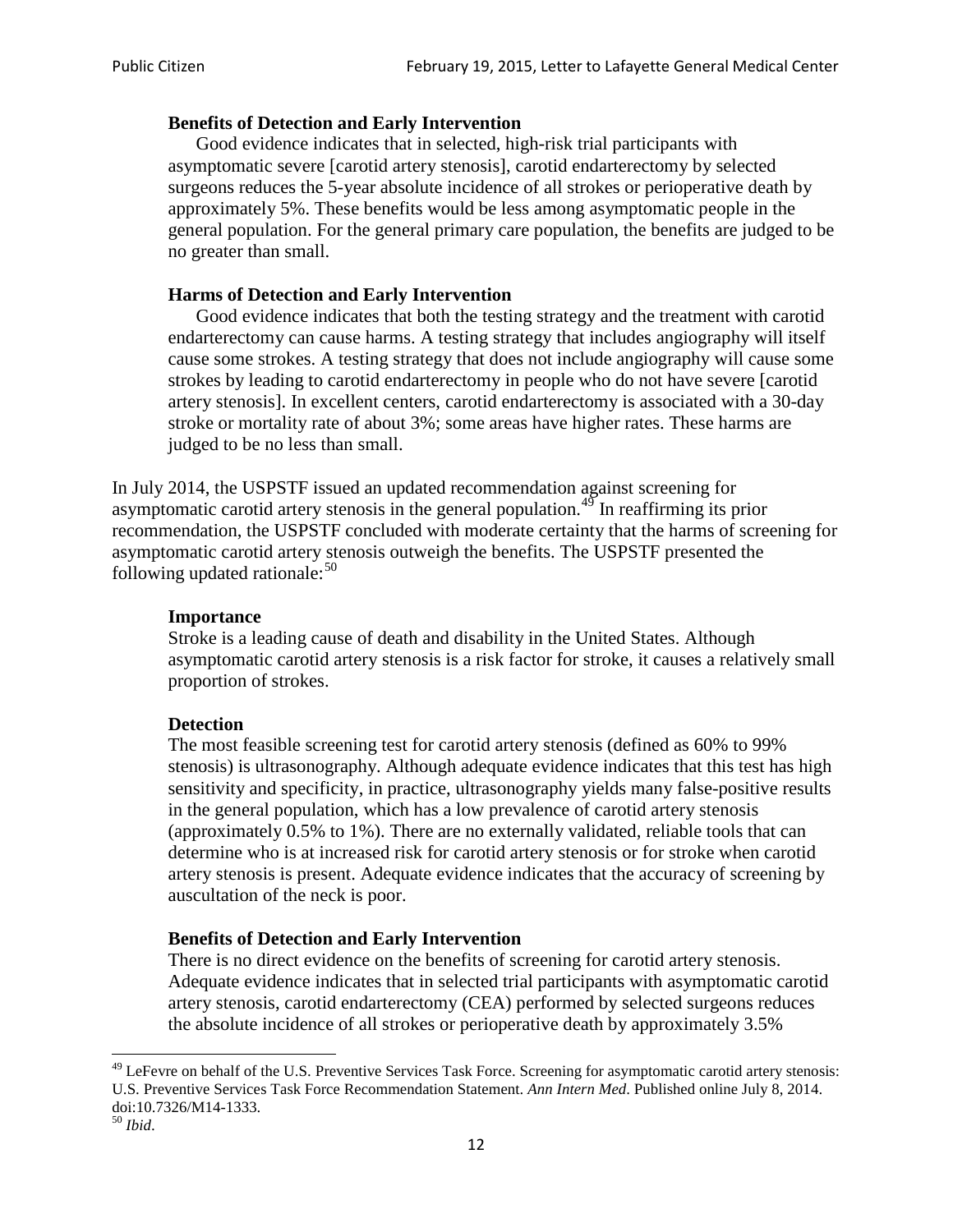> **Benefits of Detection and Early Intervention**
>
> Good evidence indicates that in selected, high-risk trial participants with asymptomatic severe [carotid artery stenosis], carotid endarterectomy by selected surgeons reduces the 5-year absolute incidence of all strokes or perioperative death by approximately 5%. These benefits would be less among asymptomatic people in the general population. For the general primary care population, the benefits are judged to be no greater than small.
>
> **Harms of Detection and Early Intervention**
>
> Good evidence indicates that both the testing strategy and the treatment with carotid endarterectomy can cause harms. A testing strategy that includes angiography will itself cause some strokes. A testing strategy that does not include angiography will cause some strokes by leading to carotid endarterectomy in people who do not have severe [carotid artery stenosis]. In excellent centers, carotid endarterectomy is associated with a 30-day stroke or mortality rate of about 3%; some areas have higher rates. These harms are judged to be no less than small.

In July 2014, the USPSTF issued an updated recommendation against screening for asymptomatic carotid artery stenosis in the general population.[49] In reaffirming its prior recommendation, the USPSTF concluded with moderate certainty that the harms of screening for asymptomatic carotid artery stenosis outweigh the benefits. The USPSTF presented the following updated rationale:[50]

> **Importance**
>
> Stroke is a leading cause of death and disability in the United States. Although asymptomatic carotid artery stenosis is a risk factor for stroke, it causes a relatively small proportion of strokes.
>
> **Detection**
>
> The most feasible screening test for carotid artery stenosis (defined as 60% to 99% stenosis) is ultrasonography. Although adequate evidence indicates that this test has high sensitivity and specificity, in practice, ultrasonography yields many false-positive results in the general population, which has a low prevalence of carotid artery stenosis (approximately 0.5% to 1%). There are no externally validated, reliable tools that can determine who is at increased risk for carotid artery stenosis or for stroke when carotid artery stenosis is present. Adequate evidence indicates that the accuracy of screening by auscultation of the neck is poor.
>
> **Benefits of Detection and Early Intervention**
>
> There is no direct evidence on the benefits of screening for carotid artery stenosis. Adequate evidence indicates that in selected trial participants with asymptomatic carotid artery stenosis, carotid endarterectomy (CEA) performed by selected surgeons reduces the absolute incidence of all strokes or perioperative death by approximately 3.5%

---

[49] LeFevre on behalf of the U.S. Preventive Services Task Force. Screening for asymptomatic carotid artery stenosis: U.S. Preventive Services Task Force Recommendation Statement. *Ann Intern Med*. Published online July 8, 2014. doi:10.7326/M14-1333.

[50] *Ibid*.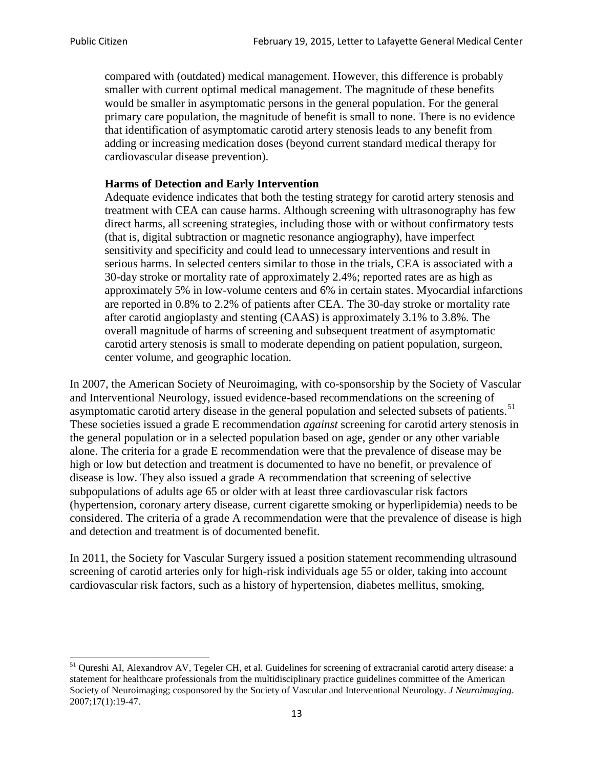> compared with (outdated) medical management. However, this difference is probably smaller with current optimal medical management. The magnitude of these benefits would be smaller in asymptomatic persons in the general population. For the general primary care population, the magnitude of benefit is small to none. There is no evidence that identification of asymptomatic carotid artery stenosis leads to any benefit from adding or increasing medication doses (beyond current standard medical therapy for cardiovascular disease prevention).
>
> **Harms of Detection and Early Intervention**
> Adequate evidence indicates that both the testing strategy for carotid artery stenosis and treatment with CEA can cause harms. Although screening with ultrasonography has few direct harms, all screening strategies, including those with or without confirmatory tests (that is, digital subtraction or magnetic resonance angiography), have imperfect sensitivity and specificity and could lead to unnecessary interventions and result in serious harms. In selected centers similar to those in the trials, CEA is associated with a 30-day stroke or mortality rate of approximately 2.4%; reported rates are as high as approximately 5% in low-volume centers and 6% in certain states. Myocardial infarctions are reported in 0.8% to 2.2% of patients after CEA. The 30-day stroke or mortality rate after carotid angioplasty and stenting (CAAS) is approximately 3.1% to 3.8%. The overall magnitude of harms of screening and subsequent treatment of asymptomatic carotid artery stenosis is small to moderate depending on patient population, surgeon, center volume, and geographic location.

In 2007, the American Society of Neuroimaging, with co-sponsorship by the Society of Vascular and Interventional Neurology, issued evidence-based recommendations on the screening of asymptomatic carotid artery disease in the general population and selected subsets of patients.[51] These societies issued a grade E recommendation *against* screening for carotid artery stenosis in the general population or in a selected population based on age, gender or any other variable alone. The criteria for a grade E recommendation were that the prevalence of disease may be high or low but detection and treatment is documented to have no benefit, or prevalence of disease is low. They also issued a grade A recommendation that screening of selective subpopulations of adults age 65 or older with at least three cardiovascular risk factors (hypertension, coronary artery disease, current cigarette smoking or hyperlipidemia) needs to be considered. The criteria of a grade A recommendation were that the prevalence of disease is high and detection and treatment is of documented benefit.

In 2011, the Society for Vascular Surgery issued a position statement recommending ultrasound screening of carotid arteries only for high-risk individuals age 55 or older, taking into account cardiovascular risk factors, such as a history of hypertension, diabetes mellitus, smoking,

[51] Qureshi AI, Alexandrov AV, Tegeler CH, et al. Guidelines for screening of extracranial carotid artery disease: a statement for healthcare professionals from the multidisciplinary practice guidelines committee of the American Society of Neuroimaging; cosponsored by the Society of Vascular and Interventional Neurology. *J Neuroimaging*. 2007;17(1):19-47.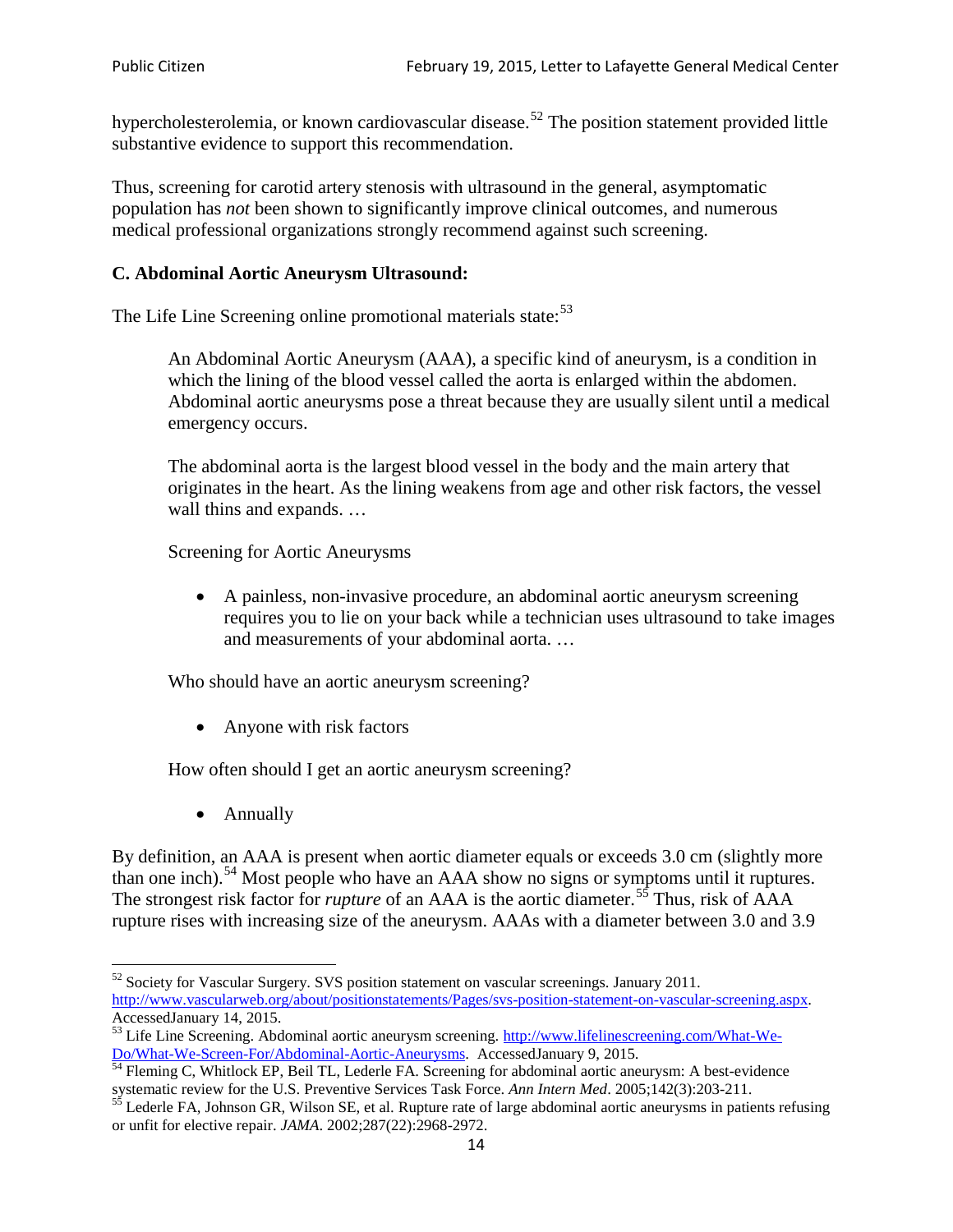hypercholesterolemia, or known cardiovascular disease.[52] The position statement provided little substantive evidence to support this recommendation.

Thus, screening for carotid artery stenosis with ultrasound in the general, asymptomatic population has *not* been shown to significantly improve clinical outcomes, and numerous medical professional organizations strongly recommend against such screening.

### C. Abdominal Aortic Aneurysm Ultrasound:

The Life Line Screening online promotional materials state:[53]

> An Abdominal Aortic Aneurysm (AAA), a specific kind of aneurysm, is a condition in which the lining of the blood vessel called the aorta is enlarged within the abdomen. Abdominal aortic aneurysms pose a threat because they are usually silent until a medical emergency occurs.
>
> The abdominal aorta is the largest blood vessel in the body and the main artery that originates in the heart. As the lining weakens from age and other risk factors, the vessel wall thins and expands. …
>
> Screening for Aortic Aneurysms
>
> - A painless, non-invasive procedure, an abdominal aortic aneurysm screening requires you to lie on your back while a technician uses ultrasound to take images and measurements of your abdominal aorta. …
>
> Who should have an aortic aneurysm screening?
>
> - Anyone with risk factors
>
> How often should I get an aortic aneurysm screening?
>
> - Annually

By definition, an AAA is present when aortic diameter equals or exceeds 3.0 cm (slightly more than one inch).[54] Most people who have an AAA show no signs or symptoms until it ruptures. The strongest risk factor for *rupture* of an AAA is the aortic diameter.[55] Thus, risk of AAA rupture rises with increasing size of the aneurysm. AAAs with a diameter between 3.0 and 3.9

---

[52] Society for Vascular Surgery. SVS position statement on vascular screenings. January 2011. http://www.vascularweb.org/about/positionstatements/Pages/svs-position-statement-on-vascular-screening.aspx. AccessedJanuary 14, 2015.

[53] Life Line Screening. Abdominal aortic aneurysm screening. http://www.lifelinescreening.com/What-We-Do/What-We-Screen-For/Abdominal-Aortic-Aneurysms. AccessedJanuary 9, 2015.

[54] Fleming C, Whitlock EP, Beil TL, Lederle FA. Screening for abdominal aortic aneurysm: A best-evidence systematic review for the U.S. Preventive Services Task Force. *Ann Intern Med*. 2005;142(3):203-211.

[55] Lederle FA, Johnson GR, Wilson SE, et al. Rupture rate of large abdominal aortic aneurysms in patients refusing or unfit for elective repair. *JAMA*. 2002;287(22):2968-2972.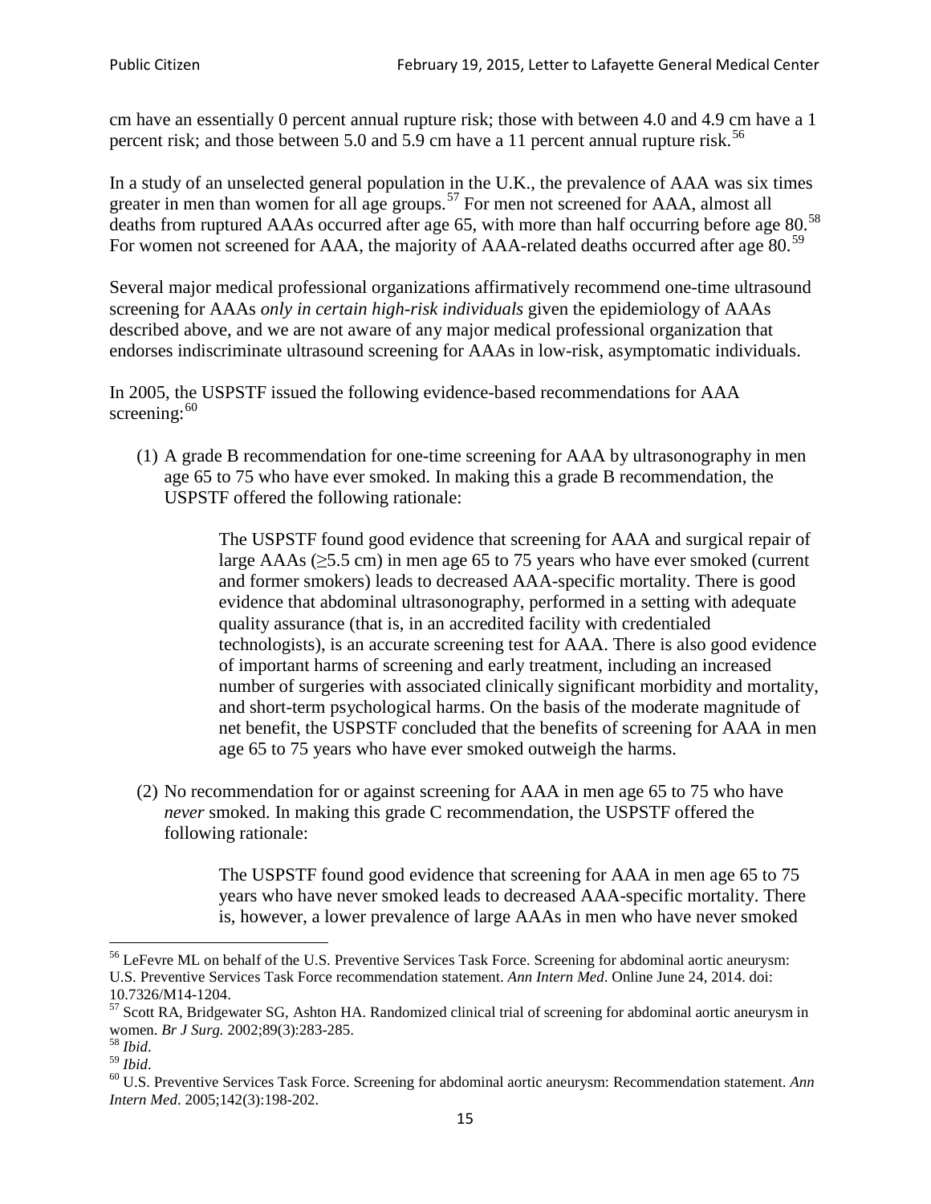cm have an essentially 0 percent annual rupture risk; those with between 4.0 and 4.9 cm have a 1 percent risk; and those between 5.0 and 5.9 cm have a 11 percent annual rupture risk.[56]

In a study of an unselected general population in the U.K., the prevalence of AAA was six times greater in men than women for all age groups.[57] For men not screened for AAA, almost all deaths from ruptured AAAs occurred after age 65, with more than half occurring before age 80.[58] For women not screened for AAA, the majority of AAA-related deaths occurred after age 80.[59]

Several major medical professional organizations affirmatively recommend one-time ultrasound screening for AAAs *only in certain high-risk individuals* given the epidemiology of AAAs described above, and we are not aware of any major medical professional organization that endorses indiscriminate ultrasound screening for AAAs in low-risk, asymptomatic individuals.

In 2005, the USPSTF issued the following evidence-based recommendations for AAA screening:[60]

(1) A grade B recommendation for one-time screening for AAA by ultrasonography in men age 65 to 75 who have ever smoked. In making this a grade B recommendation, the USPSTF offered the following rationale:

> The USPSTF found good evidence that screening for AAA and surgical repair of large AAAs (≥5.5 cm) in men age 65 to 75 years who have ever smoked (current and former smokers) leads to decreased AAA-specific mortality. There is good evidence that abdominal ultrasonography, performed in a setting with adequate quality assurance (that is, in an accredited facility with credentialed technologists), is an accurate screening test for AAA. There is also good evidence of important harms of screening and early treatment, including an increased number of surgeries with associated clinically significant morbidity and mortality, and short-term psychological harms. On the basis of the moderate magnitude of net benefit, the USPSTF concluded that the benefits of screening for AAA in men age 65 to 75 years who have ever smoked outweigh the harms.

(2) No recommendation for or against screening for AAA in men age 65 to 75 who have *never* smoked. In making this grade C recommendation, the USPSTF offered the following rationale:

> The USPSTF found good evidence that screening for AAA in men age 65 to 75 years who have never smoked leads to decreased AAA-specific mortality. There is, however, a lower prevalence of large AAAs in men who have never smoked

---

[56] LeFevre ML on behalf of the U.S. Preventive Services Task Force. Screening for abdominal aortic aneurysm: U.S. Preventive Services Task Force recommendation statement. *Ann Intern Med*. Online June 24, 2014. doi: 10.7326/M14-1204.

[57] Scott RA, Bridgewater SG, Ashton HA. Randomized clinical trial of screening for abdominal aortic aneurysm in women. *Br J Surg.* 2002;89(3):283-285.

[58] *Ibid*.

[59] *Ibid*.

[60] U.S. Preventive Services Task Force. Screening for abdominal aortic aneurysm: Recommendation statement. *Ann Intern Med*. 2005;142(3):198-202.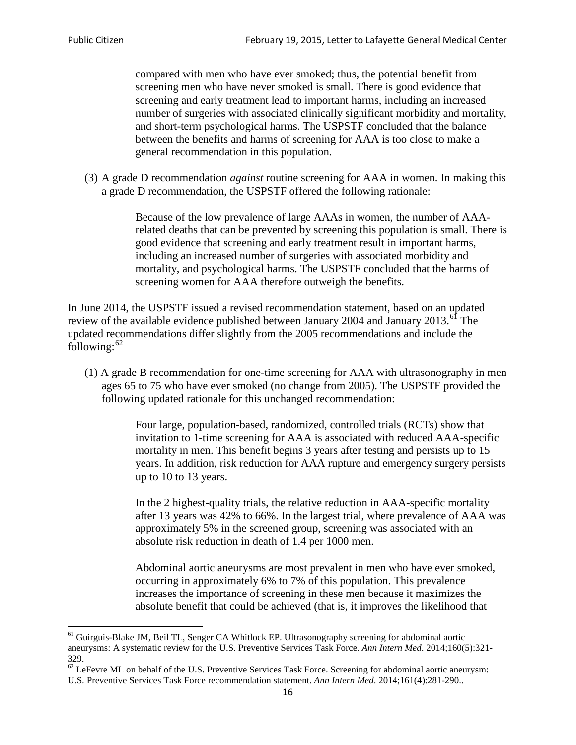> compared with men who have ever smoked; thus, the potential benefit from screening men who have never smoked is small. There is good evidence that screening and early treatment lead to important harms, including an increased number of surgeries with associated clinically significant morbidity and mortality, and short-term psychological harms. The USPSTF concluded that the balance between the benefits and harms of screening for AAA is too close to make a general recommendation in this population.

(3) A grade D recommendation *against* routine screening for AAA in women. In making this a grade D recommendation, the USPSTF offered the following rationale:

> Because of the low prevalence of large AAAs in women, the number of AAA-related deaths that can be prevented by screening this population is small. There is good evidence that screening and early treatment result in important harms, including an increased number of surgeries with associated morbidity and mortality, and psychological harms. The USPSTF concluded that the harms of screening women for AAA therefore outweigh the benefits.

In June 2014, the USPSTF issued a revised recommendation statement, based on an updated review of the available evidence published between January 2004 and January 2013.[61] The updated recommendations differ slightly from the 2005 recommendations and include the following:[62]

(1) A grade B recommendation for one-time screening for AAA with ultrasonography in men ages 65 to 75 who have ever smoked (no change from 2005). The USPSTF provided the following updated rationale for this unchanged recommendation:

> Four large, population-based, randomized, controlled trials (RCTs) show that invitation to 1-time screening for AAA is associated with reduced AAA-specific mortality in men. This benefit begins 3 years after testing and persists up to 15 years. In addition, risk reduction for AAA rupture and emergency surgery persists up to 10 to 13 years.
>
> In the 2 highest-quality trials, the relative reduction in AAA-specific mortality after 13 years was 42% to 66%. In the largest trial, where prevalence of AAA was approximately 5% in the screened group, screening was associated with an absolute risk reduction in death of 1.4 per 1000 men.
>
> Abdominal aortic aneurysms are most prevalent in men who have ever smoked, occurring in approximately 6% to 7% of this population. This prevalence increases the importance of screening in these men because it maximizes the absolute benefit that could be achieved (that is, it improves the likelihood that

---

[61] Guirguis-Blake JM, Beil TL, Senger CA Whitlock EP. Ultrasonography screening for abdominal aortic aneurysms: A systematic review for the U.S. Preventive Services Task Force. *Ann Intern Med*. 2014;160(5):321-329.

[62] LeFevre ML on behalf of the U.S. Preventive Services Task Force. Screening for abdominal aortic aneurysm: U.S. Preventive Services Task Force recommendation statement. *Ann Intern Med*. 2014;161(4):281-290..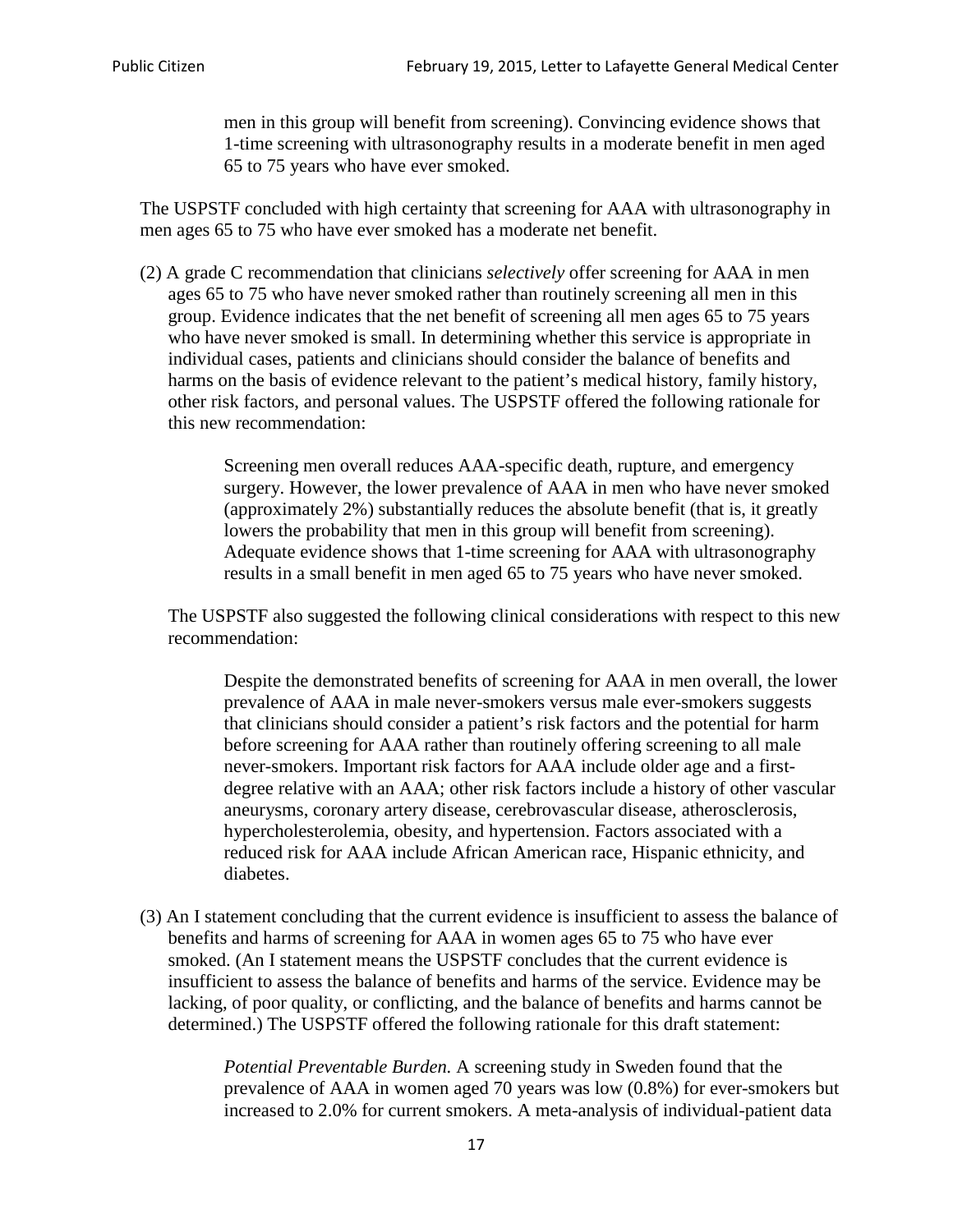> men in this group will benefit from screening). Convincing evidence shows that 1-time screening with ultrasonography results in a moderate benefit in men aged 65 to 75 years who have ever smoked.

The USPSTF concluded with high certainty that screening for AAA with ultrasonography in men ages 65 to 75 who have ever smoked has a moderate net benefit.

(2) A grade C recommendation that clinicians *selectively* offer screening for AAA in men ages 65 to 75 who have never smoked rather than routinely screening all men in this group. Evidence indicates that the net benefit of screening all men ages 65 to 75 years who have never smoked is small. In determining whether this service is appropriate in individual cases, patients and clinicians should consider the balance of benefits and harms on the basis of evidence relevant to the patient's medical history, family history, other risk factors, and personal values. The USPSTF offered the following rationale for this new recommendation:

> Screening men overall reduces AAA-specific death, rupture, and emergency surgery. However, the lower prevalence of AAA in men who have never smoked (approximately 2%) substantially reduces the absolute benefit (that is, it greatly lowers the probability that men in this group will benefit from screening). Adequate evidence shows that 1-time screening for AAA with ultrasonography results in a small benefit in men aged 65 to 75 years who have never smoked.

The USPSTF also suggested the following clinical considerations with respect to this new recommendation:

> Despite the demonstrated benefits of screening for AAA in men overall, the lower prevalence of AAA in male never-smokers versus male ever-smokers suggests that clinicians should consider a patient's risk factors and the potential for harm before screening for AAA rather than routinely offering screening to all male never-smokers. Important risk factors for AAA include older age and a first-degree relative with an AAA; other risk factors include a history of other vascular aneurysms, coronary artery disease, cerebrovascular disease, atherosclerosis, hypercholesterolemia, obesity, and hypertension. Factors associated with a reduced risk for AAA include African American race, Hispanic ethnicity, and diabetes.

(3) An I statement concluding that the current evidence is insufficient to assess the balance of benefits and harms of screening for AAA in women ages 65 to 75 who have ever smoked. (An I statement means the USPSTF concludes that the current evidence is insufficient to assess the balance of benefits and harms of the service. Evidence may be lacking, of poor quality, or conflicting, and the balance of benefits and harms cannot be determined.) The USPSTF offered the following rationale for this draft statement:

> *Potential Preventable Burden.* A screening study in Sweden found that the prevalence of AAA in women aged 70 years was low (0.8%) for ever-smokers but increased to 2.0% for current smokers. A meta-analysis of individual-patient data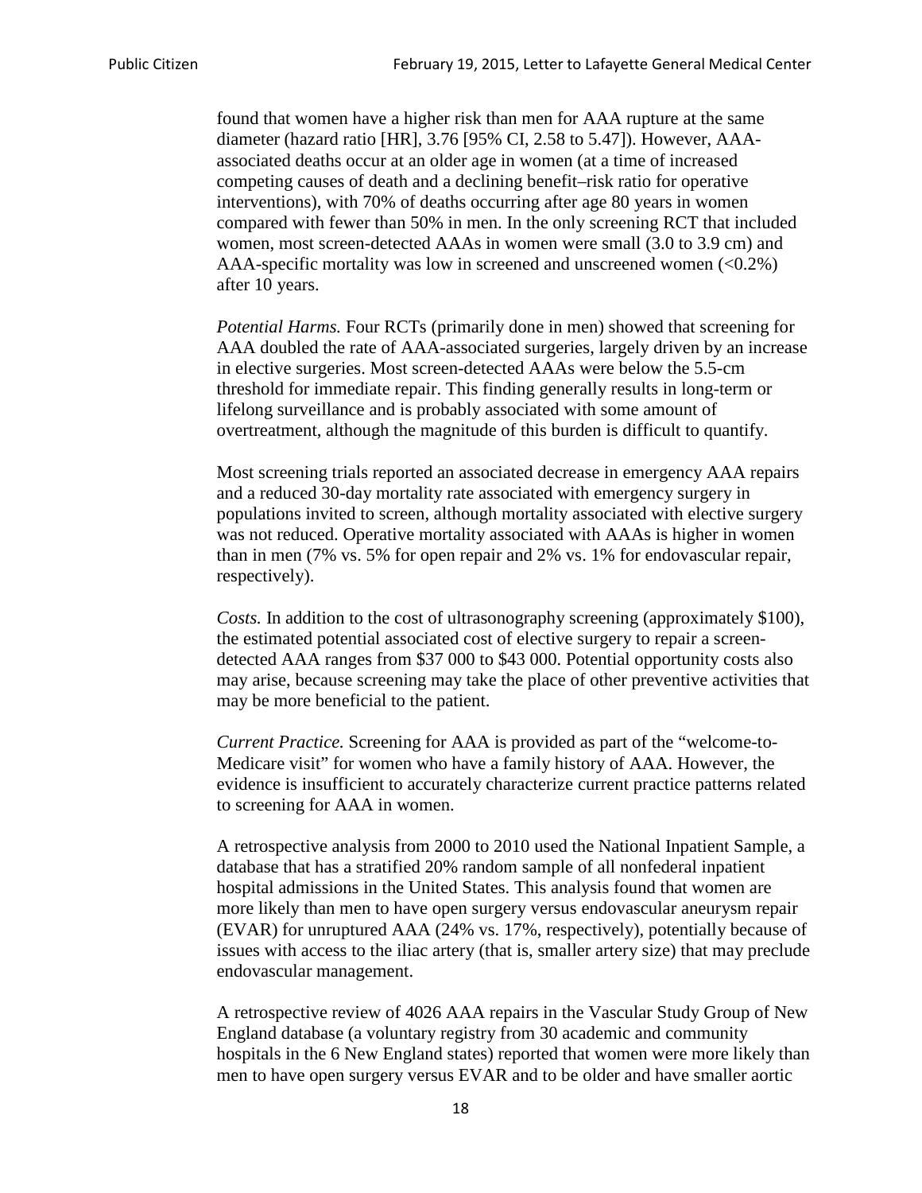found that women have a higher risk than men for AAA rupture at the same diameter (hazard ratio [HR], 3.76 [95% CI, 2.58 to 5.47]). However, AAA-associated deaths occur at an older age in women (at a time of increased competing causes of death and a declining benefit–risk ratio for operative interventions), with 70% of deaths occurring after age 80 years in women compared with fewer than 50% in men. In the only screening RCT that included women, most screen-detected AAAs in women were small (3.0 to 3.9 cm) and AAA-specific mortality was low in screened and unscreened women (<0.2%) after 10 years.

*Potential Harms.* Four RCTs (primarily done in men) showed that screening for AAA doubled the rate of AAA-associated surgeries, largely driven by an increase in elective surgeries. Most screen-detected AAAs were below the 5.5-cm threshold for immediate repair. This finding generally results in long-term or lifelong surveillance and is probably associated with some amount of overtreatment, although the magnitude of this burden is difficult to quantify.

Most screening trials reported an associated decrease in emergency AAA repairs and a reduced 30-day mortality rate associated with emergency surgery in populations invited to screen, although mortality associated with elective surgery was not reduced. Operative mortality associated with AAAs is higher in women than in men (7% vs. 5% for open repair and 2% vs. 1% for endovascular repair, respectively).

*Costs.* In addition to the cost of ultrasonography screening (approximately $100), the estimated potential associated cost of elective surgery to repair a screen-detected AAA ranges from $37 000 to $43 000. Potential opportunity costs also may arise, because screening may take the place of other preventive activities that may be more beneficial to the patient.

*Current Practice.* Screening for AAA is provided as part of the "welcome-to-Medicare visit" for women who have a family history of AAA. However, the evidence is insufficient to accurately characterize current practice patterns related to screening for AAA in women.

A retrospective analysis from 2000 to 2010 used the National Inpatient Sample, a database that has a stratified 20% random sample of all nonfederal inpatient hospital admissions in the United States. This analysis found that women are more likely than men to have open surgery versus endovascular aneurysm repair (EVAR) for unruptured AAA (24% vs. 17%, respectively), potentially because of issues with access to the iliac artery (that is, smaller artery size) that may preclude endovascular management.

A retrospective review of 4026 AAA repairs in the Vascular Study Group of New England database (a voluntary registry from 30 academic and community hospitals in the 6 New England states) reported that women were more likely than men to have open surgery versus EVAR and to be older and have smaller aortic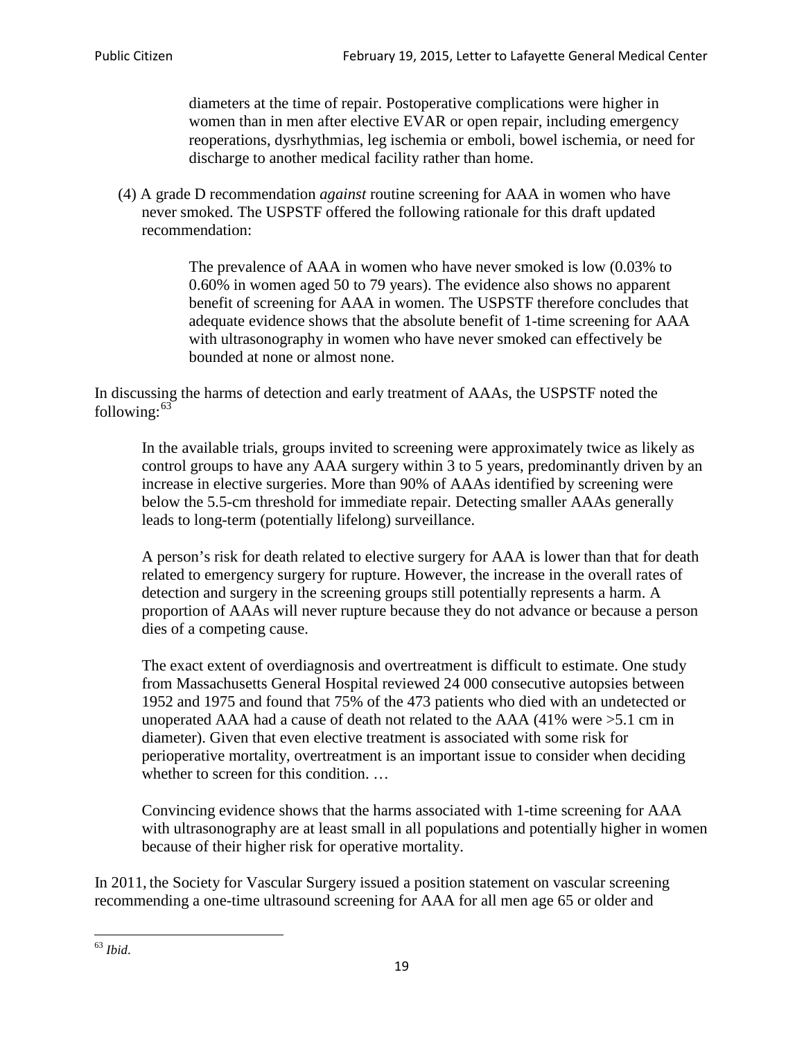> diameters at the time of repair. Postoperative complications were higher in women than in men after elective EVAR or open repair, including emergency reoperations, dysrhythmias, leg ischemia or emboli, bowel ischemia, or need for discharge to another medical facility rather than home.

(4) A grade D recommendation *against* routine screening for AAA in women who have never smoked. The USPSTF offered the following rationale for this draft updated recommendation:

> The prevalence of AAA in women who have never smoked is low (0.03% to 0.60% in women aged 50 to 79 years). The evidence also shows no apparent benefit of screening for AAA in women. The USPSTF therefore concludes that adequate evidence shows that the absolute benefit of 1-time screening for AAA with ultrasonography in women who have never smoked can effectively be bounded at none or almost none.

In discussing the harms of detection and early treatment of AAAs, the USPSTF noted the following:[63]

> In the available trials, groups invited to screening were approximately twice as likely as control groups to have any AAA surgery within 3 to 5 years, predominantly driven by an increase in elective surgeries. More than 90% of AAAs identified by screening were below the 5.5-cm threshold for immediate repair. Detecting smaller AAAs generally leads to long-term (potentially lifelong) surveillance.
>
> A person's risk for death related to elective surgery for AAA is lower than that for death related to emergency surgery for rupture. However, the increase in the overall rates of detection and surgery in the screening groups still potentially represents a harm. A proportion of AAAs will never rupture because they do not advance or because a person dies of a competing cause.
>
> The exact extent of overdiagnosis and overtreatment is difficult to estimate. One study from Massachusetts General Hospital reviewed 24 000 consecutive autopsies between 1952 and 1975 and found that 75% of the 473 patients who died with an undetected or unoperated AAA had a cause of death not related to the AAA (41% were >5.1 cm in diameter). Given that even elective treatment is associated with some risk for perioperative mortality, overtreatment is an important issue to consider when deciding whether to screen for this condition. …
>
> Convincing evidence shows that the harms associated with 1-time screening for AAA with ultrasonography are at least small in all populations and potentially higher in women because of their higher risk for operative mortality.

In 2011, the Society for Vascular Surgery issued a position statement on vascular screening recommending a one-time ultrasound screening for AAA for all men age 65 or older and

[63] *Ibid*.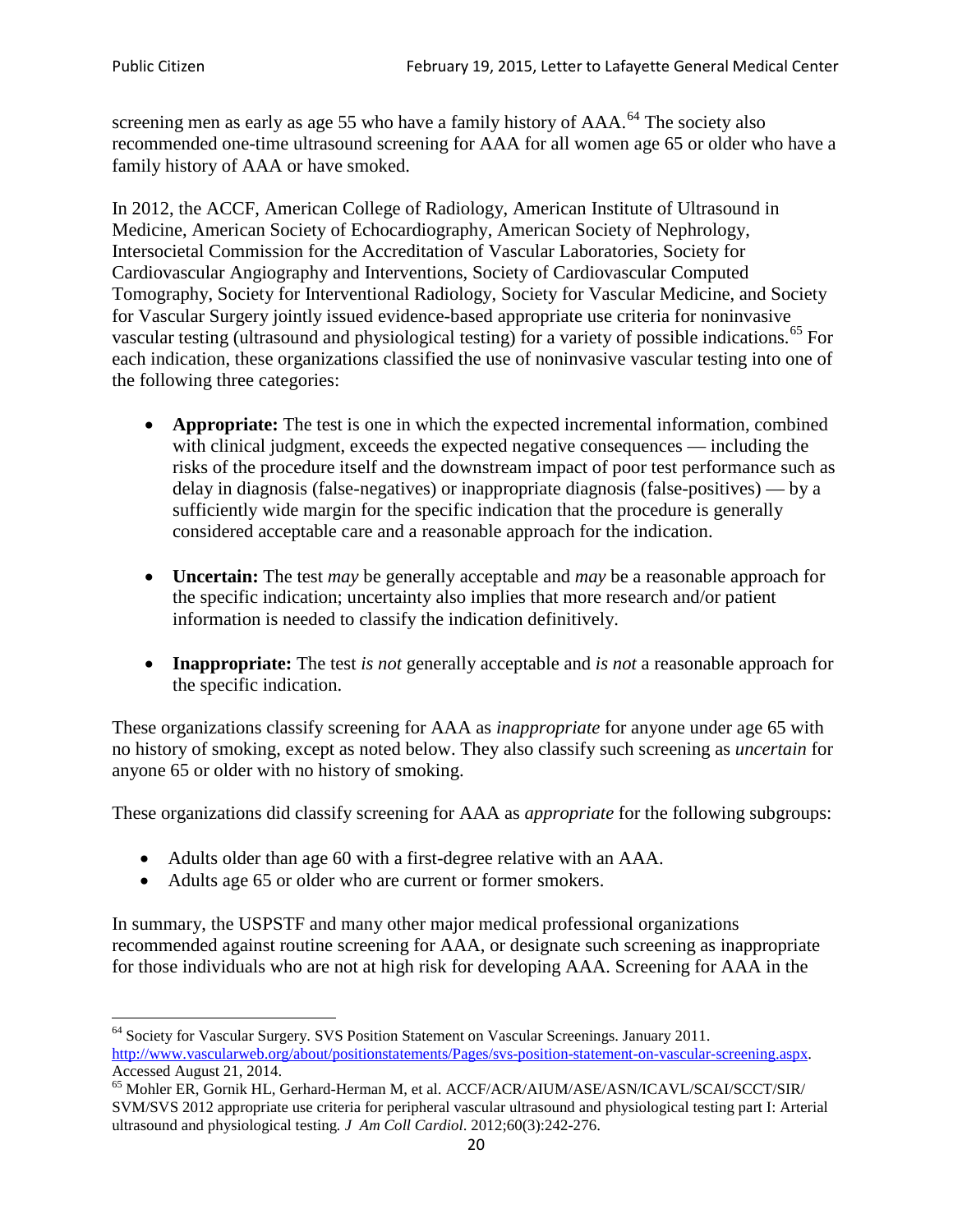screening men as early as age 55 who have a family history of AAA.[64] The society also recommended one-time ultrasound screening for AAA for all women age 65 or older who have a family history of AAA or have smoked.

In 2012, the ACCF, American College of Radiology, American Institute of Ultrasound in Medicine, American Society of Echocardiography, American Society of Nephrology, Intersocietal Commission for the Accreditation of Vascular Laboratories, Society for Cardiovascular Angiography and Interventions, Society of Cardiovascular Computed Tomography, Society for Interventional Radiology, Society for Vascular Medicine, and Society for Vascular Surgery jointly issued evidence-based appropriate use criteria for noninvasive vascular testing (ultrasound and physiological testing) for a variety of possible indications.[65] For each indication, these organizations classified the use of noninvasive vascular testing into one of the following three categories:

- **Appropriate:** The test is one in which the expected incremental information, combined with clinical judgment, exceeds the expected negative consequences — including the risks of the procedure itself and the downstream impact of poor test performance such as delay in diagnosis (false-negatives) or inappropriate diagnosis (false-positives) — by a sufficiently wide margin for the specific indication that the procedure is generally considered acceptable care and a reasonable approach for the indication.

- **Uncertain:** The test *may* be generally acceptable and *may* be a reasonable approach for the specific indication; uncertainty also implies that more research and/or patient information is needed to classify the indication definitively.

- **Inappropriate:** The test *is not* generally acceptable and *is not* a reasonable approach for the specific indication.

These organizations classify screening for AAA as *inappropriate* for anyone under age 65 with no history of smoking, except as noted below. They also classify such screening as *uncertain* for anyone 65 or older with no history of smoking.

These organizations did classify screening for AAA as *appropriate* for the following subgroups:

- Adults older than age 60 with a first-degree relative with an AAA.
- Adults age 65 or older who are current or former smokers.

In summary, the USPSTF and many other major medical professional organizations recommended against routine screening for AAA, or designate such screening as inappropriate for those individuals who are not at high risk for developing AAA. Screening for AAA in the

---

[64] Society for Vascular Surgery. SVS Position Statement on Vascular Screenings. January 2011. http://www.vascularweb.org/about/positionstatements/Pages/svs-position-statement-on-vascular-screening.aspx. Accessed August 21, 2014.

[65] Mohler ER, Gornik HL, Gerhard-Herman M, et al. ACCF/ACR/AIUM/ASE/ASN/ICAVL/SCAI/SCCT/SIR/SVM/SVS 2012 appropriate use criteria for peripheral vascular ultrasound and physiological testing part I: Arterial ultrasound and physiological testing. *J Am Coll Cardiol*. 2012;60(3):242-276.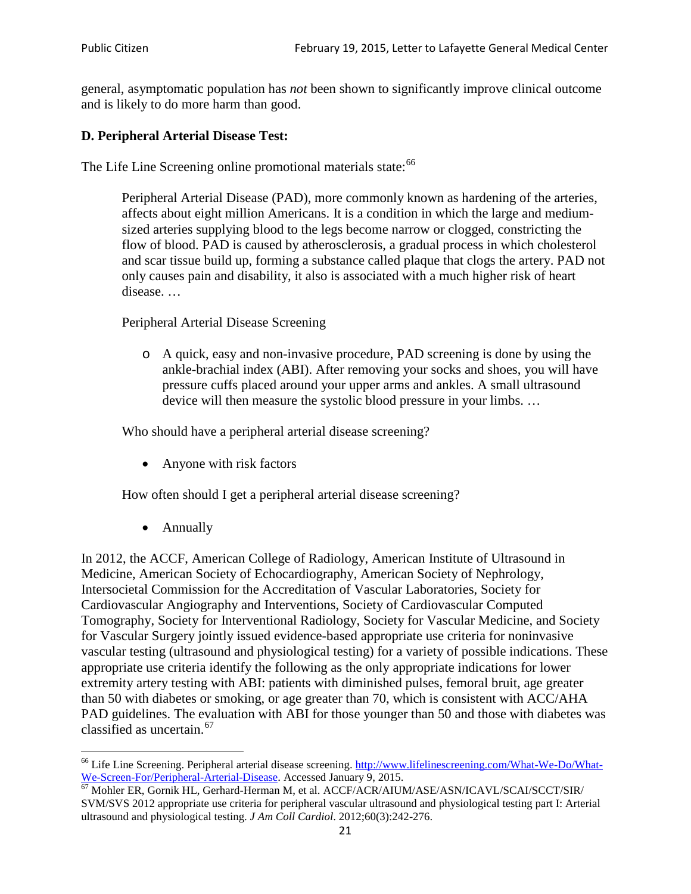general, asymptomatic population has *not* been shown to significantly improve clinical outcome and is likely to do more harm than good.

**D. Peripheral Arterial Disease Test:**

The Life Line Screening online promotional materials state:[66]

> Peripheral Arterial Disease (PAD), more commonly known as hardening of the arteries, affects about eight million Americans. It is a condition in which the large and medium-sized arteries supplying blood to the legs become narrow or clogged, constricting the flow of blood. PAD is caused by atherosclerosis, a gradual process in which cholesterol and scar tissue build up, forming a substance called plaque that clogs the artery. PAD not only causes pain and disability, it also is associated with a much higher risk of heart disease. …
>
> Peripheral Arterial Disease Screening
>
> - A quick, easy and non-invasive procedure, PAD screening is done by using the ankle-brachial index (ABI). After removing your socks and shoes, you will have pressure cuffs placed around your upper arms and ankles. A small ultrasound device will then measure the systolic blood pressure in your limbs. …
>
> Who should have a peripheral arterial disease screening?
>
> - Anyone with risk factors
>
> How often should I get a peripheral arterial disease screening?
>
> - Annually

In 2012, the ACCF, American College of Radiology, American Institute of Ultrasound in Medicine, American Society of Echocardiography, American Society of Nephrology, Intersocietal Commission for the Accreditation of Vascular Laboratories, Society for Cardiovascular Angiography and Interventions, Society of Cardiovascular Computed Tomography, Society for Interventional Radiology, Society for Vascular Medicine, and Society for Vascular Surgery jointly issued evidence-based appropriate use criteria for noninvasive vascular testing (ultrasound and physiological testing) for a variety of possible indications. These appropriate use criteria identify the following as the only appropriate indications for lower extremity artery testing with ABI: patients with diminished pulses, femoral bruit, age greater than 50 with diabetes or smoking, or age greater than 70, which is consistent with ACC/AHA PAD guidelines. The evaluation with ABI for those younger than 50 and those with diabetes was classified as uncertain.[67]

---

[66] Life Line Screening. Peripheral arterial disease screening. http://www.lifelinescreening.com/What-We-Do/What-We-Screen-For/Peripheral-Arterial-Disease. Accessed January 9, 2015.

[67] Mohler ER, Gornik HL, Gerhard-Herman M, et al. ACCF/ACR/AIUM/ASE/ASN/ICAVL/SCAI/SCCT/SIR/SVM/SVS 2012 appropriate use criteria for peripheral vascular ultrasound and physiological testing part I: Arterial ultrasound and physiological testing. *J Am Coll Cardiol*. 2012;60(3):242-276.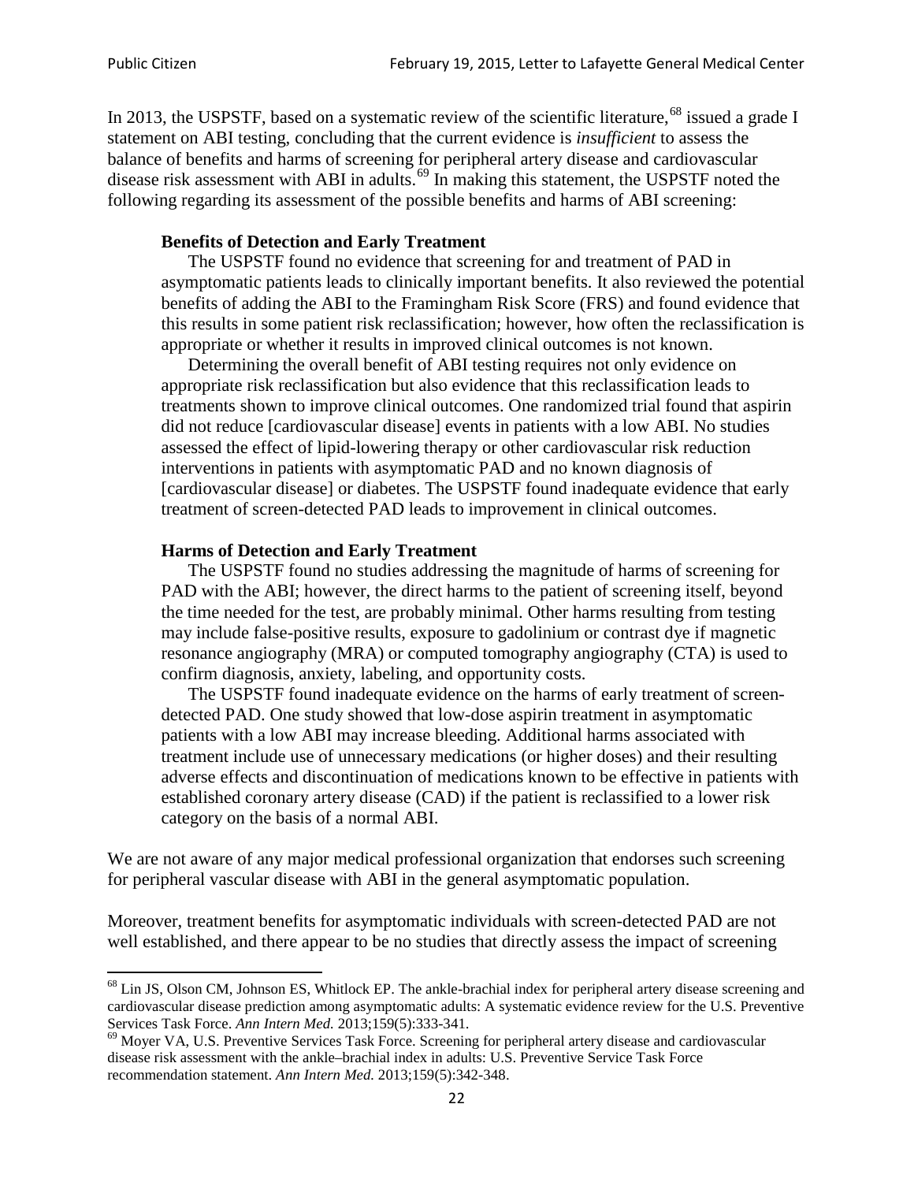In 2013, the USPSTF, based on a systematic review of the scientific literature,[68] issued a grade I statement on ABI testing, concluding that the current evidence is *insufficient* to assess the balance of benefits and harms of screening for peripheral artery disease and cardiovascular disease risk assessment with ABI in adults.[69] In making this statement, the USPSTF noted the following regarding its assessment of the possible benefits and harms of ABI screening:

> **Benefits of Detection and Early Treatment**
>
> The USPSTF found no evidence that screening for and treatment of PAD in asymptomatic patients leads to clinically important benefits. It also reviewed the potential benefits of adding the ABI to the Framingham Risk Score (FRS) and found evidence that this results in some patient risk reclassification; however, how often the reclassification is appropriate or whether it results in improved clinical outcomes is not known.
>
> Determining the overall benefit of ABI testing requires not only evidence on appropriate risk reclassification but also evidence that this reclassification leads to treatments shown to improve clinical outcomes. One randomized trial found that aspirin did not reduce [cardiovascular disease] events in patients with a low ABI. No studies assessed the effect of lipid-lowering therapy or other cardiovascular risk reduction interventions in patients with asymptomatic PAD and no known diagnosis of [cardiovascular disease] or diabetes. The USPSTF found inadequate evidence that early treatment of screen-detected PAD leads to improvement in clinical outcomes.
>
> **Harms of Detection and Early Treatment**
>
> The USPSTF found no studies addressing the magnitude of harms of screening for PAD with the ABI; however, the direct harms to the patient of screening itself, beyond the time needed for the test, are probably minimal. Other harms resulting from testing may include false-positive results, exposure to gadolinium or contrast dye if magnetic resonance angiography (MRA) or computed tomography angiography (CTA) is used to confirm diagnosis, anxiety, labeling, and opportunity costs.
>
> The USPSTF found inadequate evidence on the harms of early treatment of screen-detected PAD. One study showed that low-dose aspirin treatment in asymptomatic patients with a low ABI may increase bleeding. Additional harms associated with treatment include use of unnecessary medications (or higher doses) and their resulting adverse effects and discontinuation of medications known to be effective in patients with established coronary artery disease (CAD) if the patient is reclassified to a lower risk category on the basis of a normal ABI.

We are not aware of any major medical professional organization that endorses such screening for peripheral vascular disease with ABI in the general asymptomatic population.

Moreover, treatment benefits for asymptomatic individuals with screen-detected PAD are not well established, and there appear to be no studies that directly assess the impact of screening

[68] Lin JS, Olson CM, Johnson ES, Whitlock EP. The ankle-brachial index for peripheral artery disease screening and cardiovascular disease prediction among asymptomatic adults: A systematic evidence review for the U.S. Preventive Services Task Force. *Ann Intern Med.* 2013;159(5):333-341.

[69] Moyer VA, U.S. Preventive Services Task Force. Screening for peripheral artery disease and cardiovascular disease risk assessment with the ankle–brachial index in adults: U.S. Preventive Service Task Force recommendation statement. *Ann Intern Med.* 2013;159(5):342-348.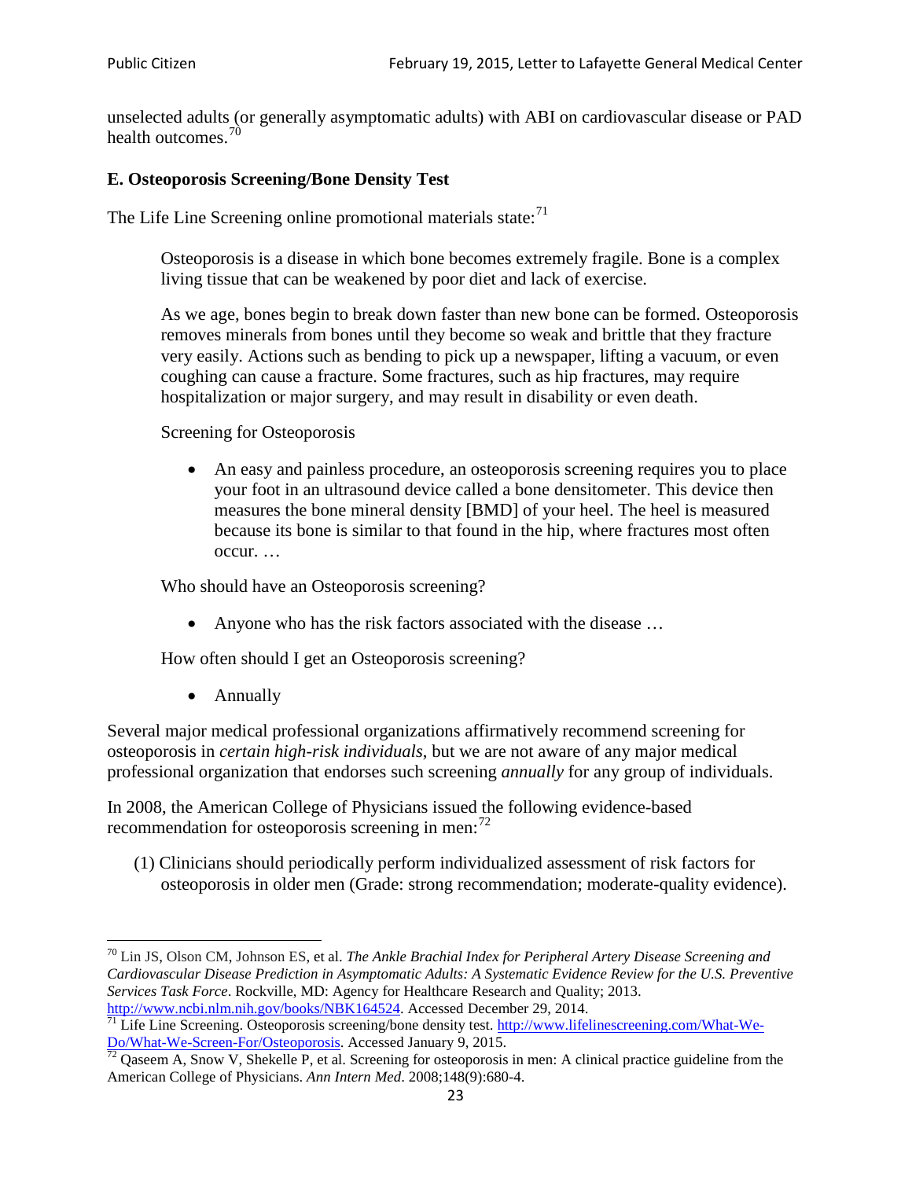unselected adults (or generally asymptomatic adults) with ABI on cardiovascular disease or PAD health outcomes.[70]

### E. Osteoporosis Screening/Bone Density Test

The Life Line Screening online promotional materials state:[71]

> Osteoporosis is a disease in which bone becomes extremely fragile. Bone is a complex living tissue that can be weakened by poor diet and lack of exercise.
>
> As we age, bones begin to break down faster than new bone can be formed. Osteoporosis removes minerals from bones until they become so weak and brittle that they fracture very easily. Actions such as bending to pick up a newspaper, lifting a vacuum, or even coughing can cause a fracture. Some fractures, such as hip fractures, may require hospitalization or major surgery, and may result in disability or even death.
>
> Screening for Osteoporosis
>
> - An easy and painless procedure, an osteoporosis screening requires you to place your foot in an ultrasound device called a bone densitometer. This device then measures the bone mineral density [BMD] of your heel. The heel is measured because its bone is similar to that found in the hip, where fractures most often occur. …
>
> Who should have an Osteoporosis screening?
>
> - Anyone who has the risk factors associated with the disease …
>
> How often should I get an Osteoporosis screening?
>
> - Annually

Several major medical professional organizations affirmatively recommend screening for osteoporosis in *certain high-risk individuals*, but we are not aware of any major medical professional organization that endorses such screening *annually* for any group of individuals.

In 2008, the American College of Physicians issued the following evidence-based recommendation for osteoporosis screening in men:[72]

(1) Clinicians should periodically perform individualized assessment of risk factors for osteoporosis in older men (Grade: strong recommendation; moderate-quality evidence).

---

[70] Lin JS, Olson CM, Johnson ES, et al. *The Ankle Brachial Index for Peripheral Artery Disease Screening and Cardiovascular Disease Prediction in Asymptomatic Adults: A Systematic Evidence Review for the U.S. Preventive Services Task Force*. Rockville, MD: Agency for Healthcare Research and Quality; 2013. http://www.ncbi.nlm.nih.gov/books/NBK164524. Accessed December 29, 2014.

[71] Life Line Screening. Osteoporosis screening/bone density test. http://www.lifelinescreening.com/What-We-Do/What-We-Screen-For/Osteoporosis. Accessed January 9, 2015.

[72] Qaseem A, Snow V, Shekelle P, et al. Screening for osteoporosis in men: A clinical practice guideline from the American College of Physicians. *Ann Intern Med*. 2008;148(9):680-4.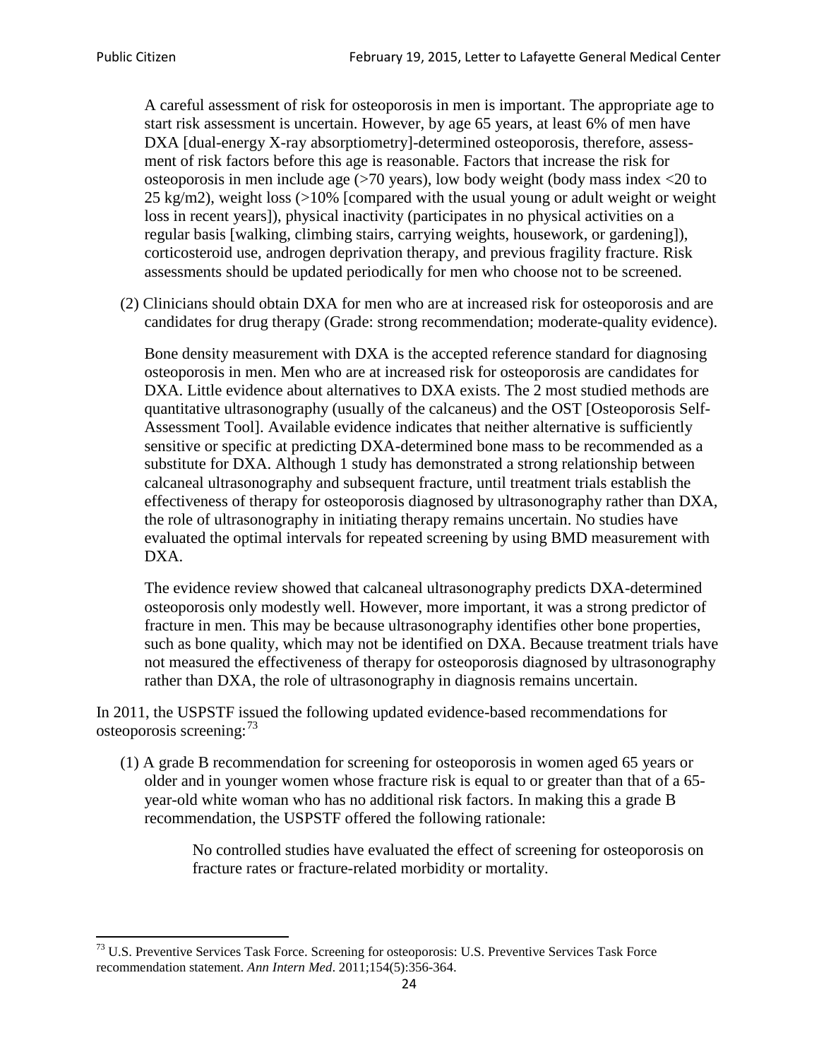A careful assessment of risk for osteoporosis in men is important. The appropriate age to start risk assessment is uncertain. However, by age 65 years, at least 6% of men have DXA [dual-energy X-ray absorptiometry]-determined osteoporosis, therefore, assessment of risk factors before this age is reasonable. Factors that increase the risk for osteoporosis in men include age (>70 years), low body weight (body mass index <20 to 25 kg/m2), weight loss (>10% [compared with the usual young or adult weight or weight loss in recent years]), physical inactivity (participates in no physical activities on a regular basis [walking, climbing stairs, carrying weights, housework, or gardening]), corticosteroid use, androgen deprivation therapy, and previous fragility fracture. Risk assessments should be updated periodically for men who choose not to be screened.

(2) Clinicians should obtain DXA for men who are at increased risk for osteoporosis and are candidates for drug therapy (Grade: strong recommendation; moderate-quality evidence).

Bone density measurement with DXA is the accepted reference standard for diagnosing osteoporosis in men. Men who are at increased risk for osteoporosis are candidates for DXA. Little evidence about alternatives to DXA exists. The 2 most studied methods are quantitative ultrasonography (usually of the calcaneus) and the OST [Osteoporosis Self-Assessment Tool]. Available evidence indicates that neither alternative is sufficiently sensitive or specific at predicting DXA-determined bone mass to be recommended as a substitute for DXA. Although 1 study has demonstrated a strong relationship between calcaneal ultrasonography and subsequent fracture, until treatment trials establish the effectiveness of therapy for osteoporosis diagnosed by ultrasonography rather than DXA, the role of ultrasonography in initiating therapy remains uncertain. No studies have evaluated the optimal intervals for repeated screening by using BMD measurement with DXA.

The evidence review showed that calcaneal ultrasonography predicts DXA-determined osteoporosis only modestly well. However, more important, it was a strong predictor of fracture in men. This may be because ultrasonography identifies other bone properties, such as bone quality, which may not be identified on DXA. Because treatment trials have not measured the effectiveness of therapy for osteoporosis diagnosed by ultrasonography rather than DXA, the role of ultrasonography in diagnosis remains uncertain.

In 2011, the USPSTF issued the following updated evidence-based recommendations for osteoporosis screening:[73]

(1) A grade B recommendation for screening for osteoporosis in women aged 65 years or older and in younger women whose fracture risk is equal to or greater than that of a 65-year-old white woman who has no additional risk factors. In making this a grade B recommendation, the USPSTF offered the following rationale:

> No controlled studies have evaluated the effect of screening for osteoporosis on fracture rates or fracture-related morbidity or mortality.

[73] U.S. Preventive Services Task Force. Screening for osteoporosis: U.S. Preventive Services Task Force recommendation statement. *Ann Intern Med*. 2011;154(5):356-364.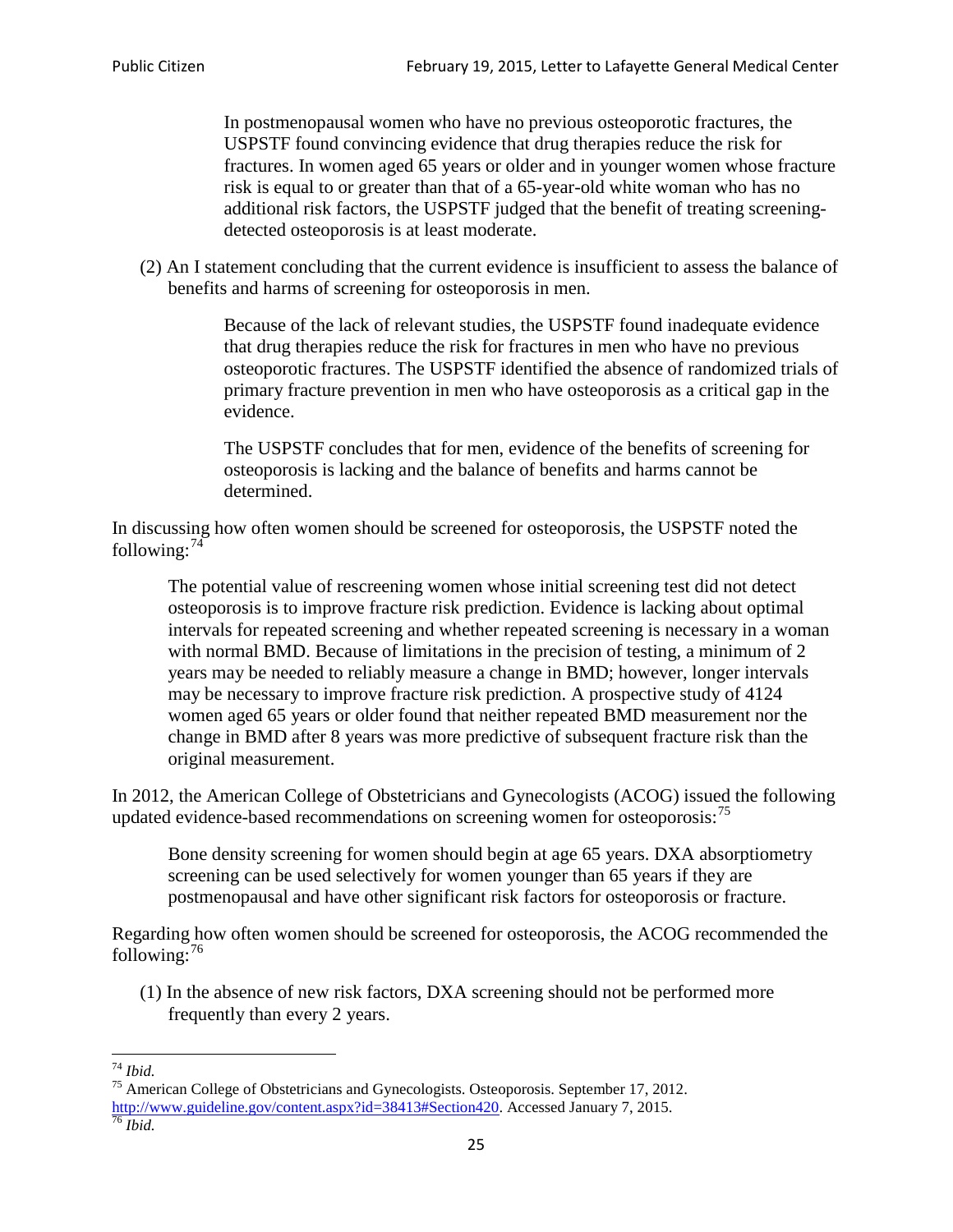> In postmenopausal women who have no previous osteoporotic fractures, the USPSTF found convincing evidence that drug therapies reduce the risk for fractures. In women aged 65 years or older and in younger women whose fracture risk is equal to or greater than that of a 65-year-old white woman who has no additional risk factors, the USPSTF judged that the benefit of treating screening-detected osteoporosis is at least moderate.

(2) An I statement concluding that the current evidence is insufficient to assess the balance of benefits and harms of screening for osteoporosis in men.

> Because of the lack of relevant studies, the USPSTF found inadequate evidence that drug therapies reduce the risk for fractures in men who have no previous osteoporotic fractures. The USPSTF identified the absence of randomized trials of primary fracture prevention in men who have osteoporosis as a critical gap in the evidence.
>
> The USPSTF concludes that for men, evidence of the benefits of screening for osteoporosis is lacking and the balance of benefits and harms cannot be determined.

In discussing how often women should be screened for osteoporosis, the USPSTF noted the following:[74]

> The potential value of rescreening women whose initial screening test did not detect osteoporosis is to improve fracture risk prediction. Evidence is lacking about optimal intervals for repeated screening and whether repeated screening is necessary in a woman with normal BMD. Because of limitations in the precision of testing, a minimum of 2 years may be needed to reliably measure a change in BMD; however, longer intervals may be necessary to improve fracture risk prediction. A prospective study of 4124 women aged 65 years or older found that neither repeated BMD measurement nor the change in BMD after 8 years was more predictive of subsequent fracture risk than the original measurement.

In 2012, the American College of Obstetricians and Gynecologists (ACOG) issued the following updated evidence-based recommendations on screening women for osteoporosis:[75]

> Bone density screening for women should begin at age 65 years. DXA absorptiometry screening can be used selectively for women younger than 65 years if they are postmenopausal and have other significant risk factors for osteoporosis or fracture.

Regarding how often women should be screened for osteoporosis, the ACOG recommended the following:[76]

(1) In the absence of new risk factors, DXA screening should not be performed more frequently than every 2 years.

---

[74] *Ibid.*

[75] American College of Obstetricians and Gynecologists. Osteoporosis. September 17, 2012. http://www.guideline.gov/content.aspx?id=38413#Section420. Accessed January 7, 2015.

[76] *Ibid.*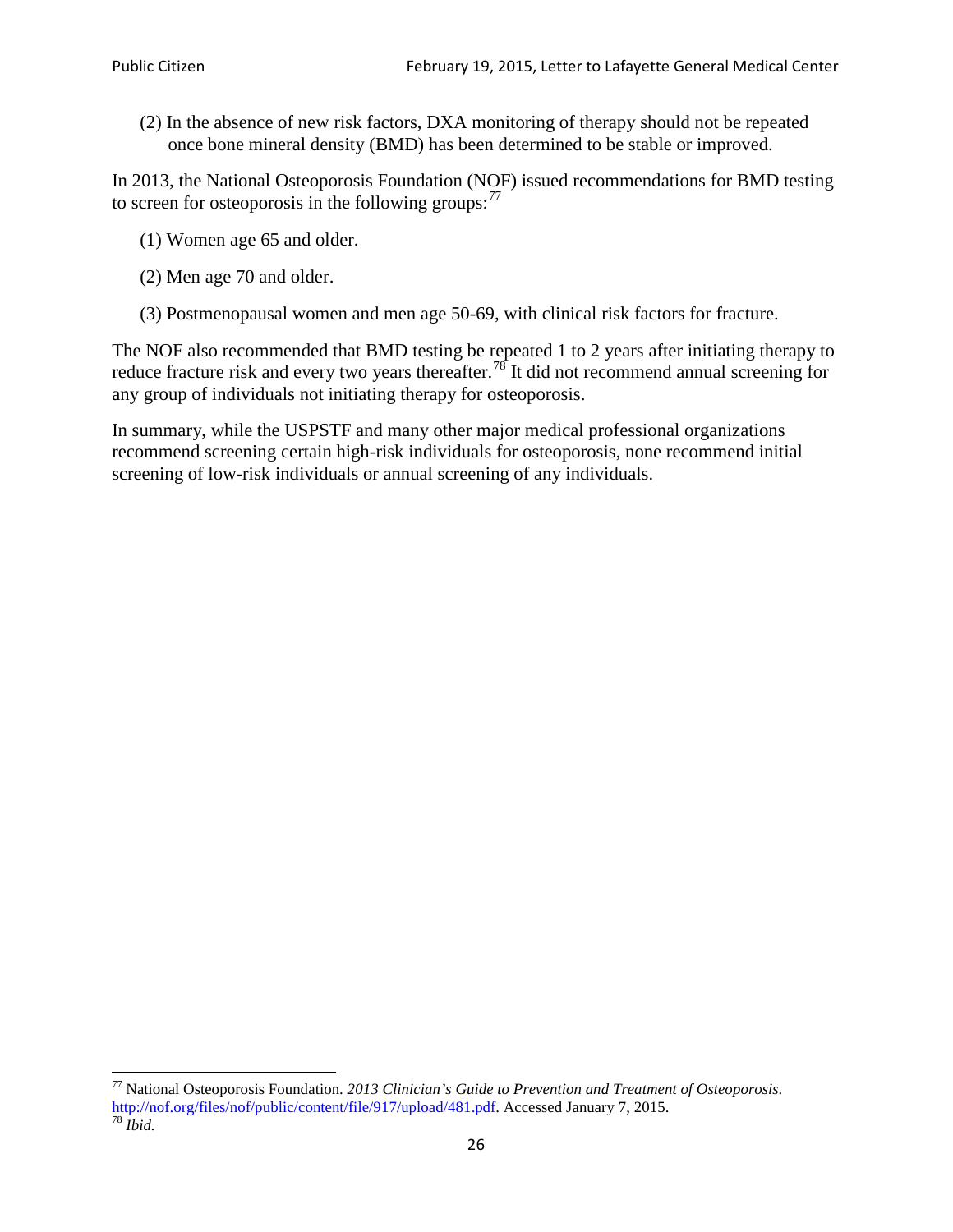(2) In the absence of new risk factors, DXA monitoring of therapy should not be repeated once bone mineral density (BMD) has been determined to be stable or improved.

In 2013, the National Osteoporosis Foundation (NOF) issued recommendations for BMD testing to screen for osteoporosis in the following groups:[77]

(1) Women age 65 and older.

(2) Men age 70 and older.

(3) Postmenopausal women and men age 50-69, with clinical risk factors for fracture.

The NOF also recommended that BMD testing be repeated 1 to 2 years after initiating therapy to reduce fracture risk and every two years thereafter.[78] It did not recommend annual screening for any group of individuals not initiating therapy for osteoporosis.

In summary, while the USPSTF and many other major medical professional organizations recommend screening certain high-risk individuals for osteoporosis, none recommend initial screening of low-risk individuals or annual screening of any individuals.

---

[77] National Osteoporosis Foundation. *2013 Clinician's Guide to Prevention and Treatment of Osteoporosis*. http://nof.org/files/nof/public/content/file/917/upload/481.pdf. Accessed January 7, 2015.

[78] *Ibid.*